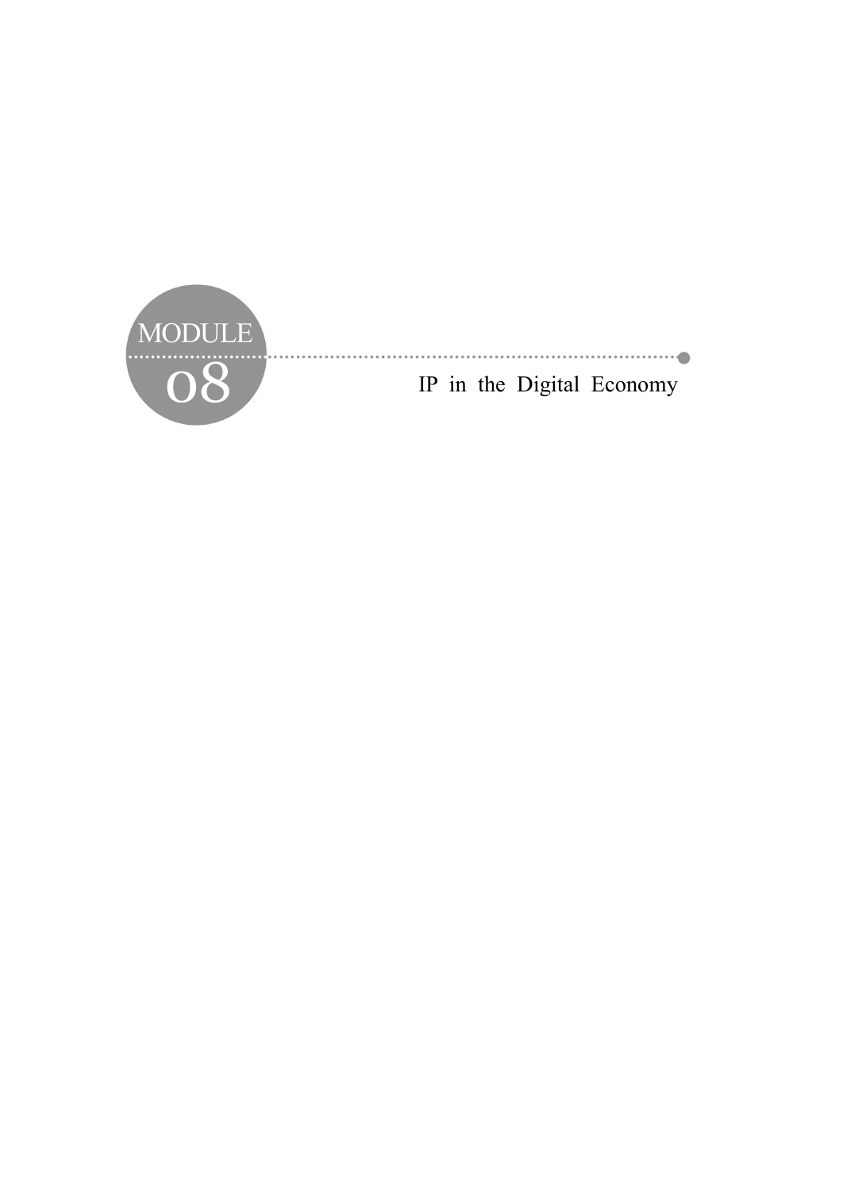# MODULE 08

# IP in the Digital Economy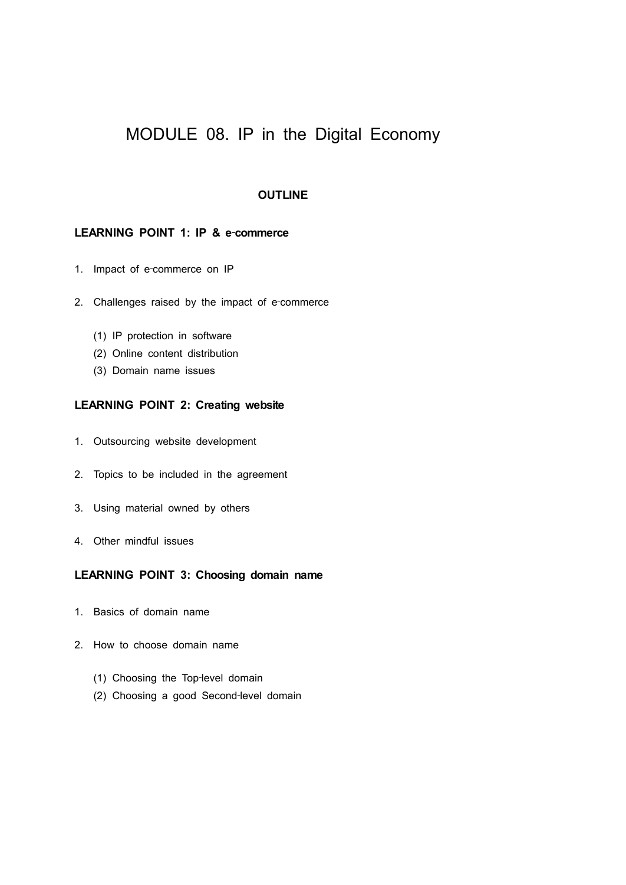# MODULE 08. IP in the Digital Economy

**OUTLINE**

### LEARNING POINT 1: IP & e-commerce

1. Impact of e-commerce on IP

2. Challenges raised by the impact of e-commerce

   (1) IP protection in software
   (2) Online content distribution
   (3) Domain name issues

### LEARNING POINT 2: Creating website

1. Outsourcing website development

2. Topics to be included in the agreement

3. Using material owned by others

4. Other mindful issues

### LEARNING POINT 3: Choosing domain name

1. Basics of domain name

2. How to choose domain name

   (1) Choosing the Top-level domain
   (2) Choosing a good Second-level domain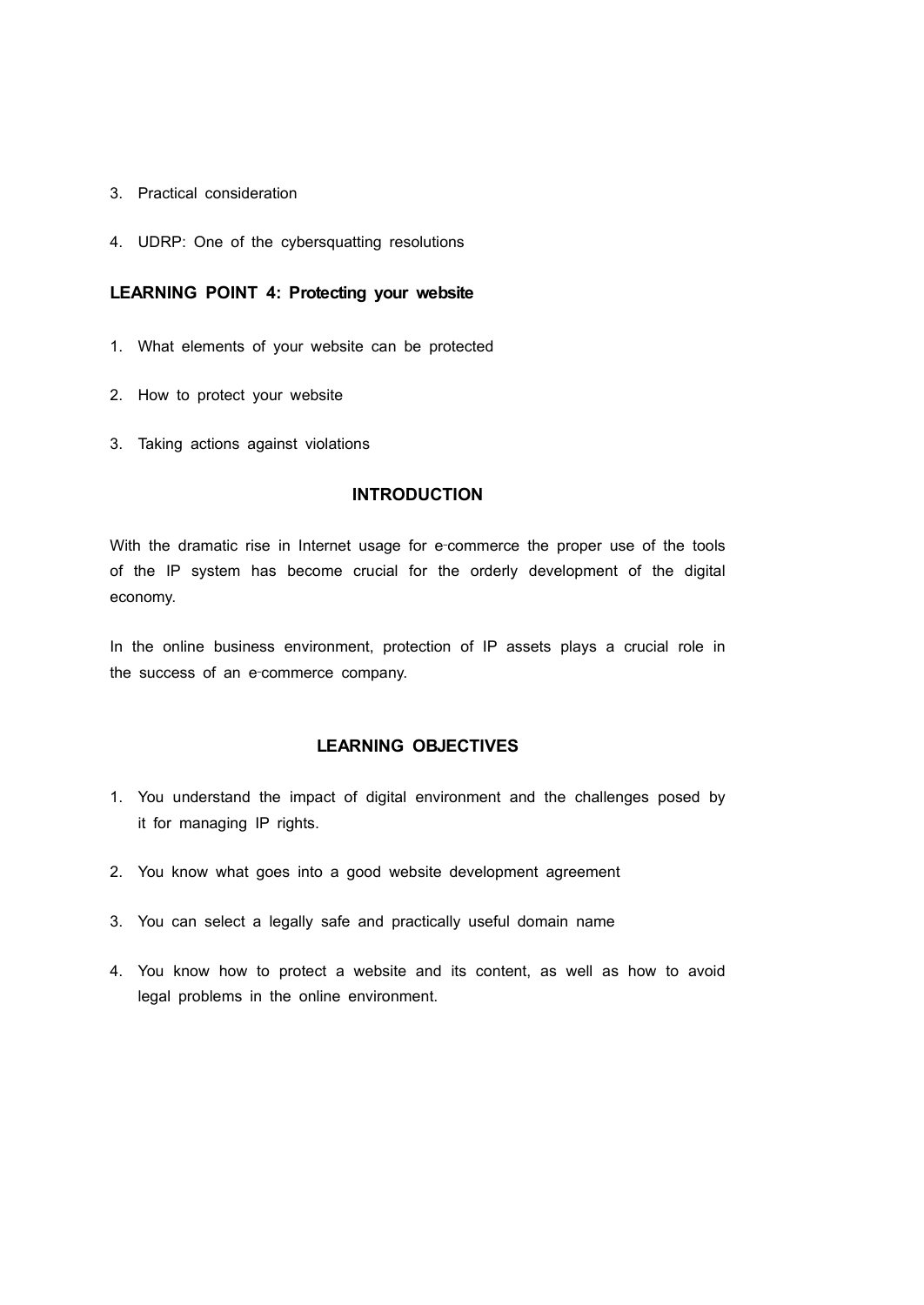3. Practical consideration
4. UDRP: One of the cybersquatting resolutions

**LEARNING POINT 4: Protecting your website**

1. What elements of your website can be protected
2. How to protect your website
3. Taking actions against violations

## INTRODUCTION

With the dramatic rise in Internet usage for e-commerce the proper use of the tools of the IP system has become crucial for the orderly development of the digital economy.

In the online business environment, protection of IP assets plays a crucial role in the success of an e-commerce company.

## LEARNING OBJECTIVES

1. You understand the impact of digital environment and the challenges posed by it for managing IP rights.
2. You know what goes into a good website development agreement
3. You can select a legally safe and practically useful domain name
4. You know how to protect a website and its content, as well as how to avoid legal problems in the online environment.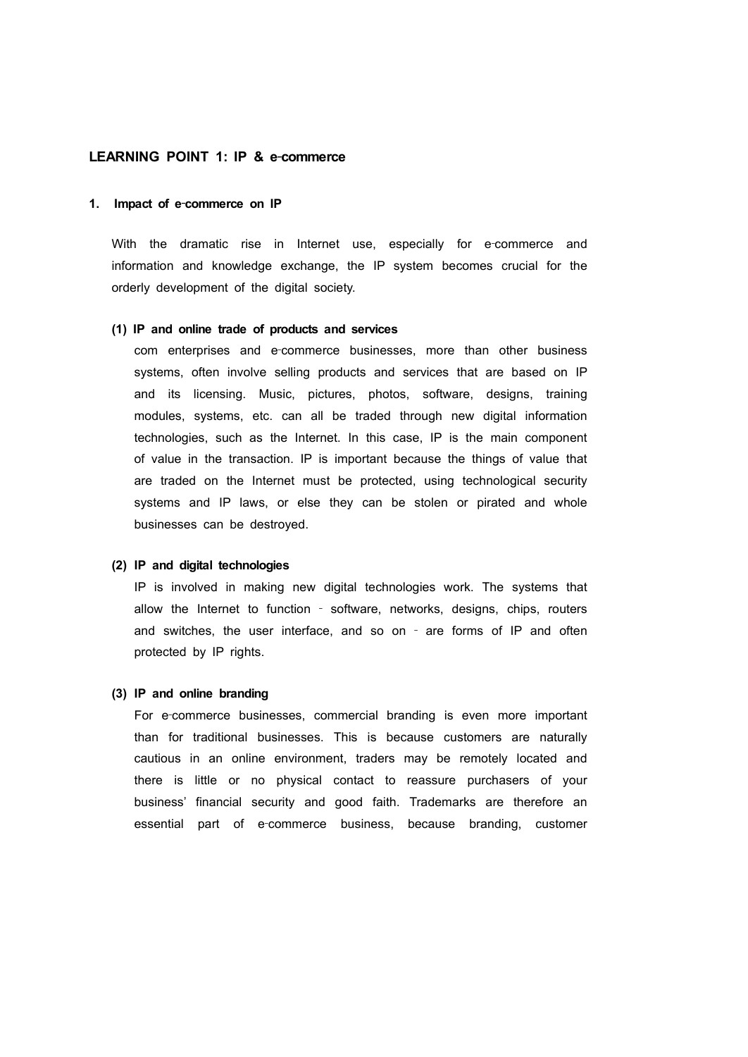## LEARNING POINT 1: IP & e-commerce

### 1. Impact of e-commerce on IP

With the dramatic rise in Internet use, especially for e-commerce and information and knowledge exchange, the IP system becomes crucial for the orderly development of the digital society.

#### (1) IP and online trade of products and services

com enterprises and e-commerce businesses, more than other business systems, often involve selling products and services that are based on IP and its licensing. Music, pictures, photos, software, designs, training modules, systems, etc. can all be traded through new digital information technologies, such as the Internet. In this case, IP is the main component of value in the transaction. IP is important because the things of value that are traded on the Internet must be protected, using technological security systems and IP laws, or else they can be stolen or pirated and whole businesses can be destroyed.

#### (2) IP and digital technologies

IP is involved in making new digital technologies work. The systems that allow the Internet to function - software, networks, designs, chips, routers and switches, the user interface, and so on - are forms of IP and often protected by IP rights.

#### (3) IP and online branding

For e-commerce businesses, commercial branding is even more important than for traditional businesses. This is because customers are naturally cautious in an online environment, traders may be remotely located and there is little or no physical contact to reassure purchasers of your business' financial security and good faith. Trademarks are therefore an essential part of e-commerce business, because branding, customer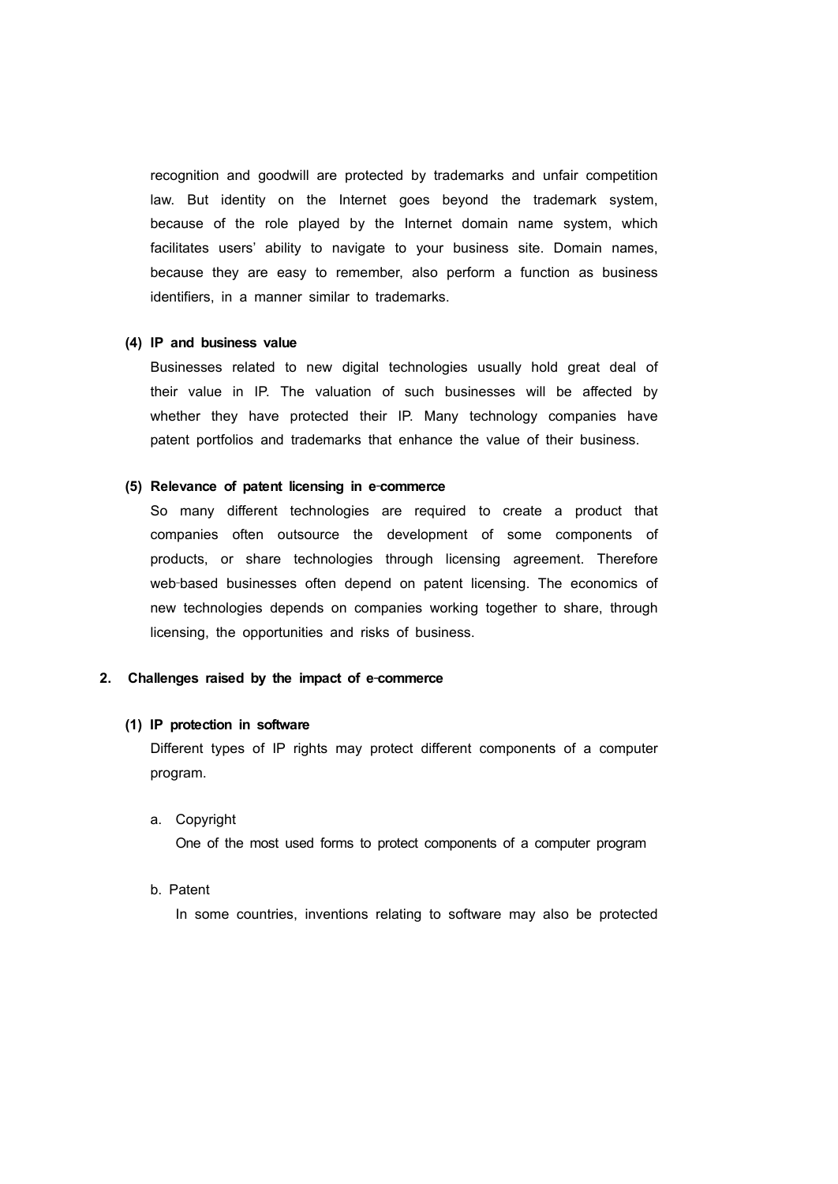recognition and goodwill are protected by trademarks and unfair competition law. But identity on the Internet goes beyond the trademark system, because of the role played by the Internet domain name system, which facilitates users' ability to navigate to your business site. Domain names, because they are easy to remember, also perform a function as business identifiers, in a manner similar to trademarks.

#### (4) IP and business value

Businesses related to new digital technologies usually hold great deal of their value in IP. The valuation of such businesses will be affected by whether they have protected their IP. Many technology companies have patent portfolios and trademarks that enhance the value of their business.

#### (5) Relevance of patent licensing in e-commerce

So many different technologies are required to create a product that companies often outsource the development of some components of products, or share technologies through licensing agreement. Therefore web-based businesses often depend on patent licensing. The economics of new technologies depends on companies working together to share, through licensing, the opportunities and risks of business.

### 2. Challenges raised by the impact of e-commerce

#### (1) IP protection in software

Different types of IP rights may protect different components of a computer program.

a. Copyright

One of the most used forms to protect components of a computer program

b. Patent

In some countries, inventions relating to software may also be protected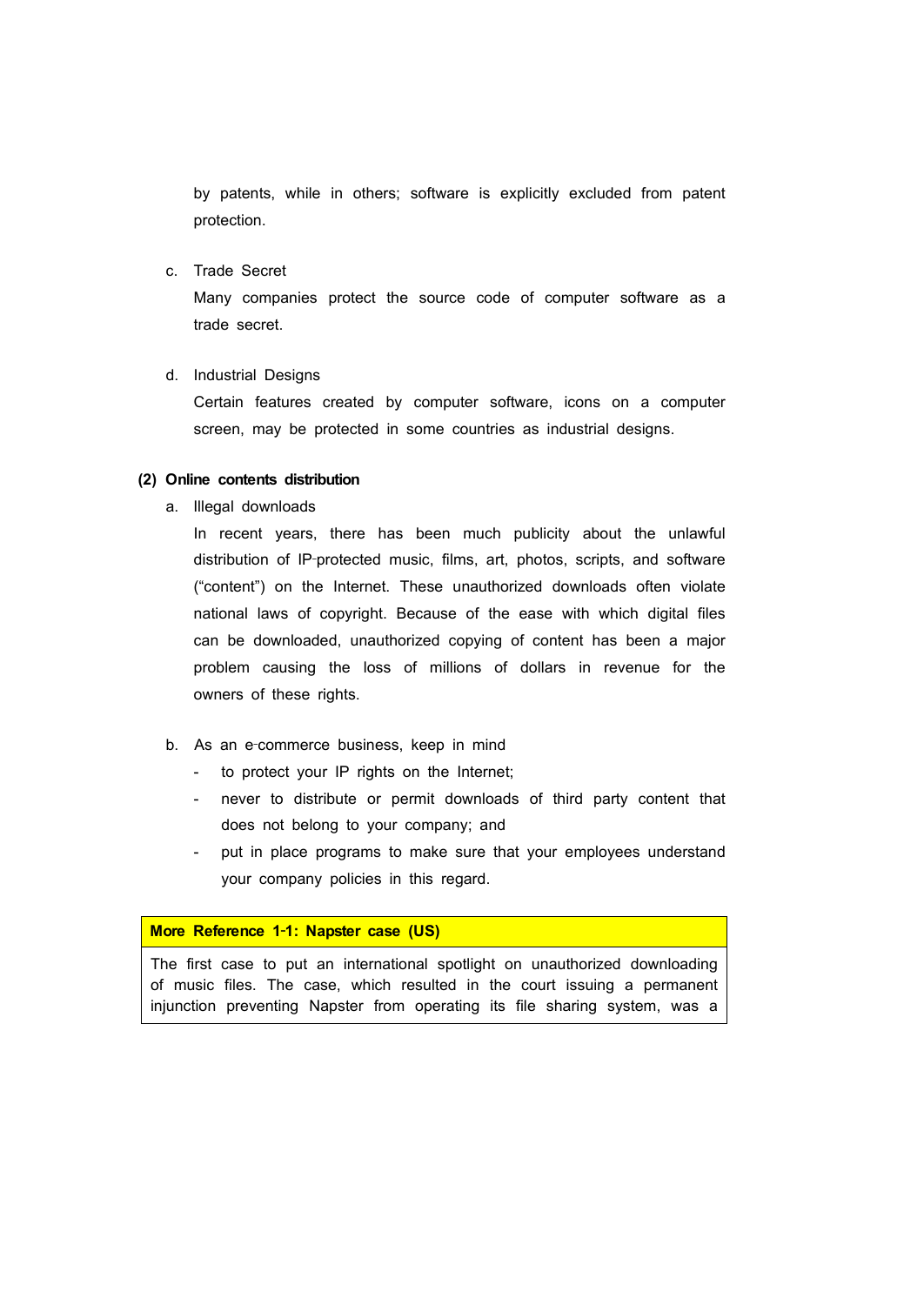by patents, while in others; software is explicitly excluded from patent protection.

c. Trade Secret

Many companies protect the source code of computer software as a trade secret.

d. Industrial Designs

Certain features created by computer software, icons on a computer screen, may be protected in some countries as industrial designs.

**(2) Online contents distribution**

a. Illegal downloads

In recent years, there has been much publicity about the unlawful distribution of IP-protected music, films, art, photos, scripts, and software ("content") on the Internet. These unauthorized downloads often violate national laws of copyright. Because of the ease with which digital files can be downloaded, unauthorized copying of content has been a major problem causing the loss of millions of dollars in revenue for the owners of these rights.

b. As an e-commerce business, keep in mind

- to protect your IP rights on the Internet;
- never to distribute or permit downloads of third party content that does not belong to your company; and
- put in place programs to make sure that your employees understand your company policies in this regard.

| **More Reference 1-1: Napster case (US)** |
|---|
| The first case to put an international spotlight on unauthorized downloading of music files. The case, which resulted in the court issuing a permanent injunction preventing Napster from operating its file sharing system, was a |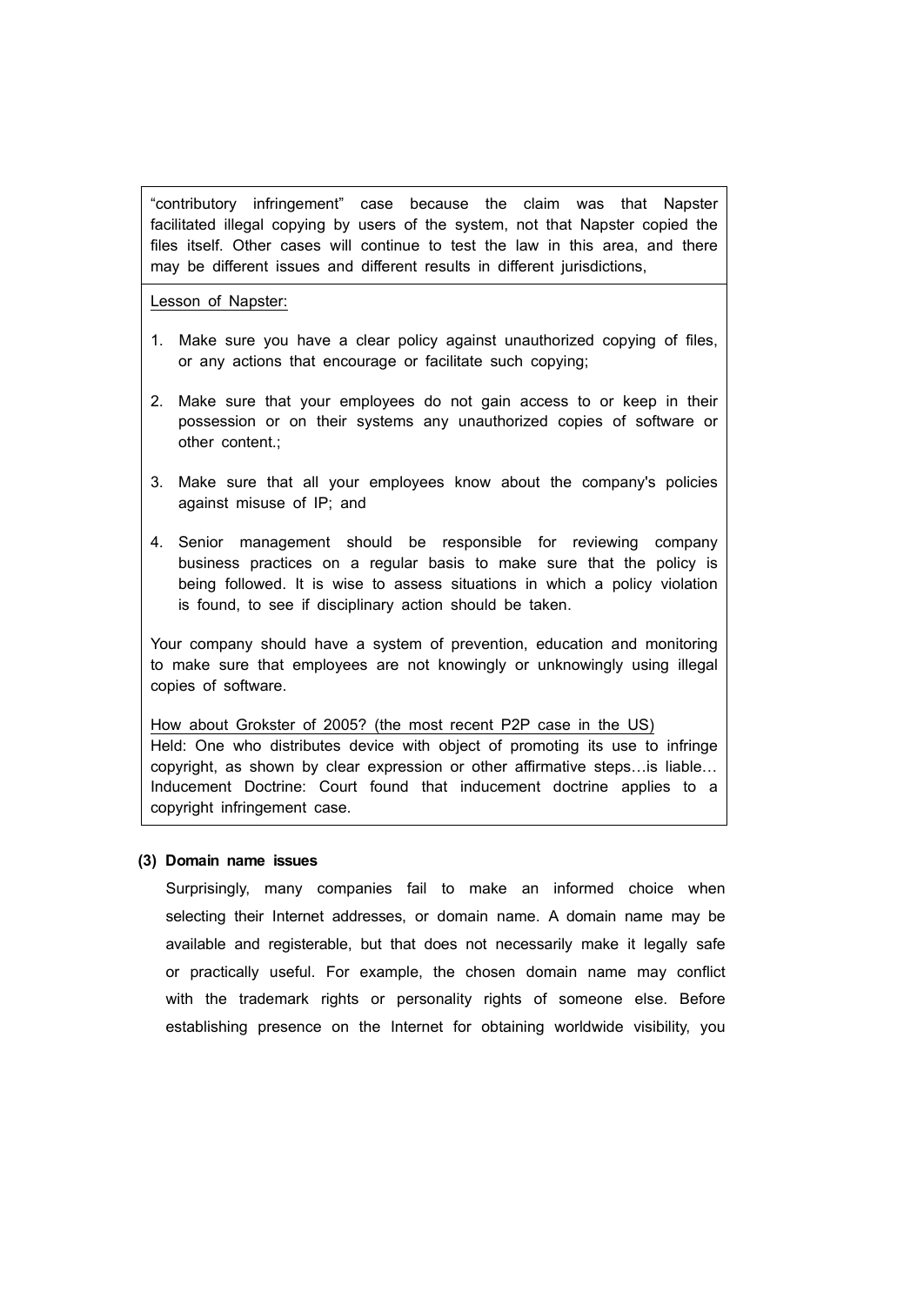"contributory infringement" case because the claim was that Napster facilitated illegal copying by users of the system, not that Napster copied the files itself. Other cases will continue to test the law in this area, and there may be different issues and different results in different jurisdictions,

<u>Lesson of Napster:</u>

1. Make sure you have a clear policy against unauthorized copying of files, or any actions that encourage or facilitate such copying;
2. Make sure that your employees do not gain access to or keep in their possession or on their systems any unauthorized copies of software or other content.;
3. Make sure that all your employees know about the company's policies against misuse of IP; and
4. Senior management should be responsible for reviewing company business practices on a regular basis to make sure that the policy is being followed. It is wise to assess situations in which a policy violation is found, to see if disciplinary action should be taken.

Your company should have a system of prevention, education and monitoring to make sure that employees are not knowingly or unknowingly using illegal copies of software.

<u>How about Grokster of 2005? (the most recent P2P case in the US)</u>
Held: One who distributes device with object of promoting its use to infringe copyright, as shown by clear expression or other affirmative steps…is liable… Inducement Doctrine: Court found that inducement doctrine applies to a copyright infringement case.

**(3) Domain name issues**

Surprisingly, many companies fail to make an informed choice when selecting their Internet addresses, or domain name. A domain name may be available and registerable, but that does not necessarily make it legally safe or practically useful. For example, the chosen domain name may conflict with the trademark rights or personality rights of someone else. Before establishing presence on the Internet for obtaining worldwide visibility, you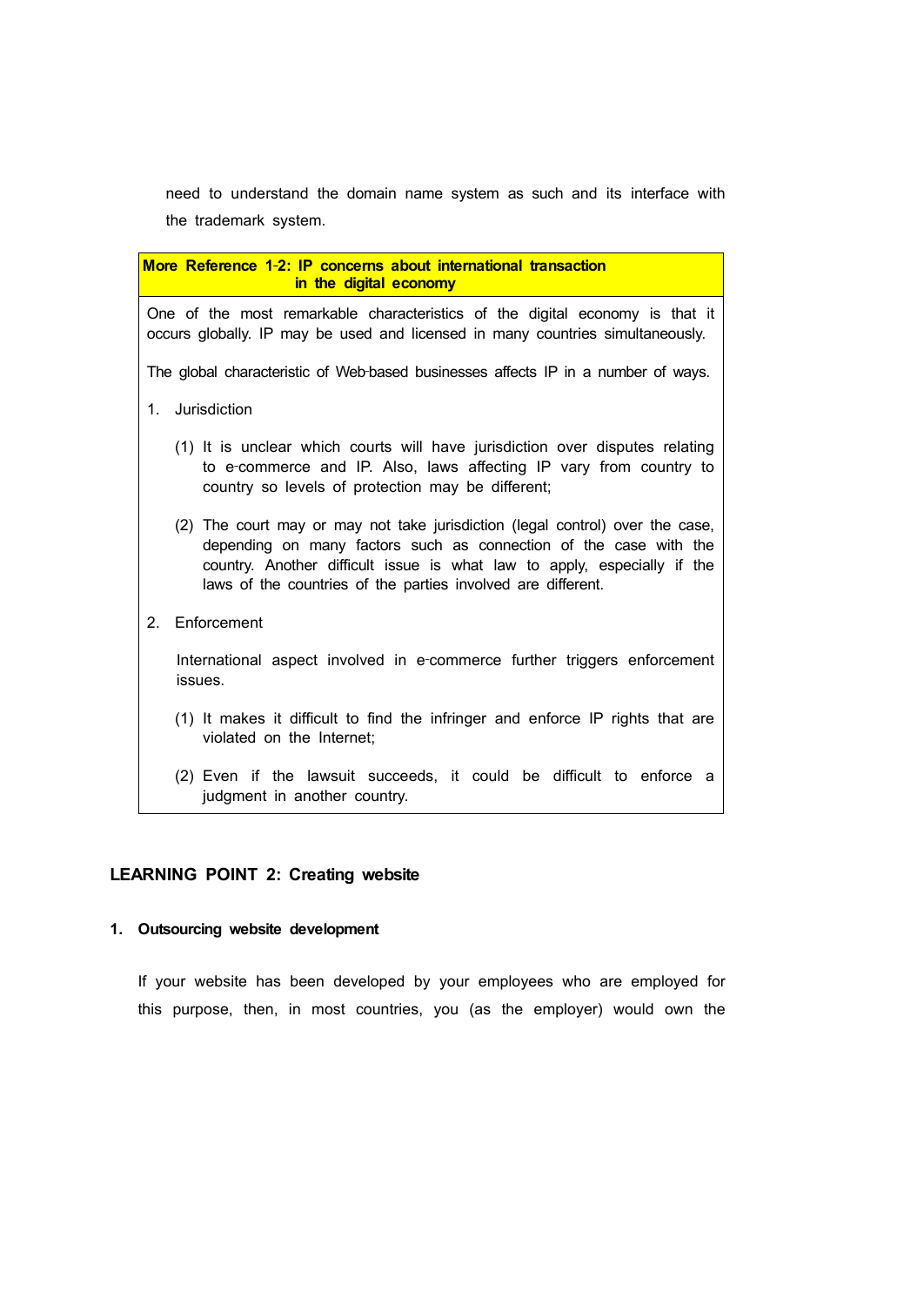need to understand the domain name system as such and its interface with the trademark system.

**More Reference 1-2: IP concerns about international transaction in the digital economy**

One of the most remarkable characteristics of the digital economy is that it occurs globally. IP may be used and licensed in many countries simultaneously.

The global characteristic of Web-based businesses affects IP in a number of ways.

1. Jurisdiction

   (1) It is unclear which courts will have jurisdiction over disputes relating to e-commerce and IP. Also, laws affecting IP vary from country to country so levels of protection may be different;

   (2) The court may or may not take jurisdiction (legal control) over the case, depending on many factors such as connection of the case with the country. Another difficult issue is what law to apply, especially if the laws of the countries of the parties involved are different.

2. Enforcement

   International aspect involved in e-commerce further triggers enforcement issues.

   (1) It makes it difficult to find the infringer and enforce IP rights that are violated on the Internet;

   (2) Even if the lawsuit succeeds, it could be difficult to enforce a judgment in another country.

## LEARNING POINT 2: Creating website

### 1. Outsourcing website development

If your website has been developed by your employees who are employed for this purpose, then, in most countries, you (as the employer) would own the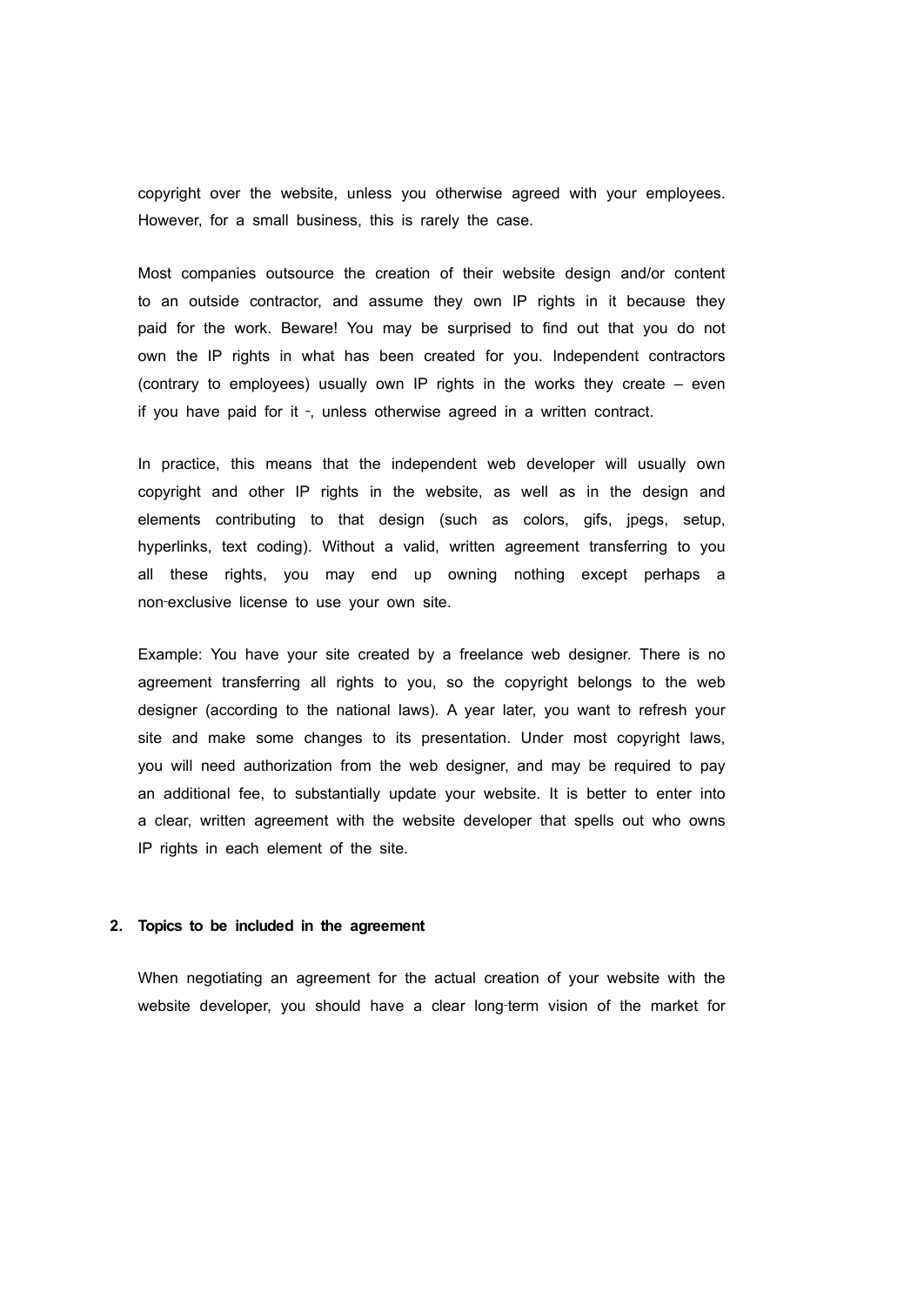copyright over the website, unless you otherwise agreed with your employees. However, for a small business, this is rarely the case.

Most companies outsource the creation of their website design and/or content to an outside contractor, and assume they own IP rights in it because they paid for the work. Beware! You may be surprised to find out that you do not own the IP rights in what has been created for you. Independent contractors (contrary to employees) usually own IP rights in the works they create – even if you have paid for it -, unless otherwise agreed in a written contract.

In practice, this means that the independent web developer will usually own copyright and other IP rights in the website, as well as in the design and elements contributing to that design (such as colors, gifs, jpegs, setup, hyperlinks, text coding). Without a valid, written agreement transferring to you all these rights, you may end up owning nothing except perhaps a non-exclusive license to use your own site.

Example: You have your site created by a freelance web designer. There is no agreement transferring all rights to you, so the copyright belongs to the web designer (according to the national laws). A year later, you want to refresh your site and make some changes to its presentation. Under most copyright laws, you will need authorization from the web designer, and may be required to pay an additional fee, to substantially update your website. It is better to enter into a clear, written agreement with the website developer that spells out who owns IP rights in each element of the site.

**2. Topics to be included in the agreement**

When negotiating an agreement for the actual creation of your website with the website developer, you should have a clear long-term vision of the market for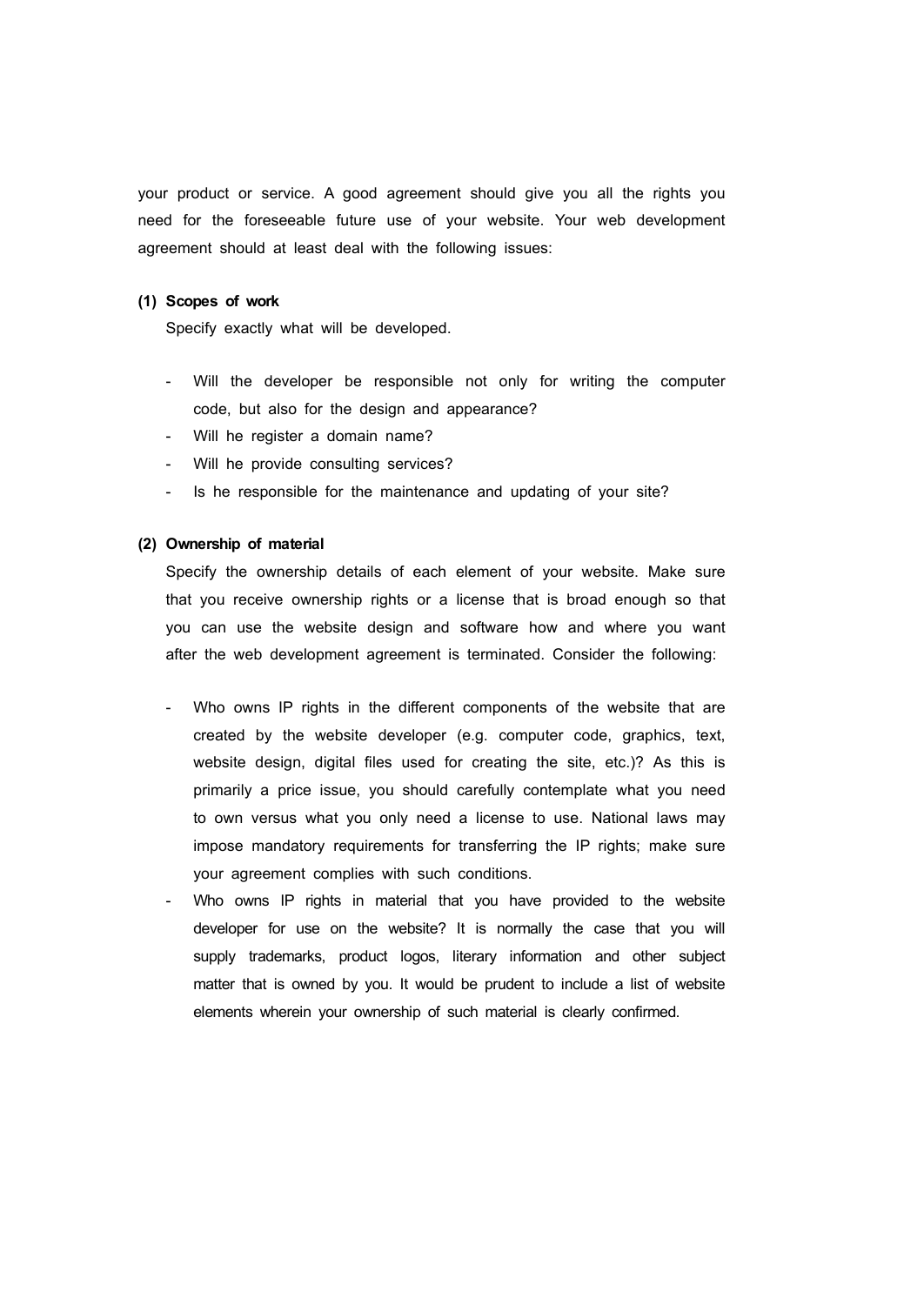your product or service. A good agreement should give you all the rights you need for the foreseeable future use of your website. Your web development agreement should at least deal with the following issues:

**(1) Scopes of work**

Specify exactly what will be developed.

- Will the developer be responsible not only for writing the computer code, but also for the design and appearance?
- Will he register a domain name?
- Will he provide consulting services?
- Is he responsible for the maintenance and updating of your site?

**(2) Ownership of material**

Specify the ownership details of each element of your website. Make sure that you receive ownership rights or a license that is broad enough so that you can use the website design and software how and where you want after the web development agreement is terminated. Consider the following:

- Who owns IP rights in the different components of the website that are created by the website developer (e.g. computer code, graphics, text, website design, digital files used for creating the site, etc.)? As this is primarily a price issue, you should carefully contemplate what you need to own versus what you only need a license to use. National laws may impose mandatory requirements for transferring the IP rights; make sure your agreement complies with such conditions.
- Who owns IP rights in material that you have provided to the website developer for use on the website? It is normally the case that you will supply trademarks, product logos, literary information and other subject matter that is owned by you. It would be prudent to include a list of website elements wherein your ownership of such material is clearly confirmed.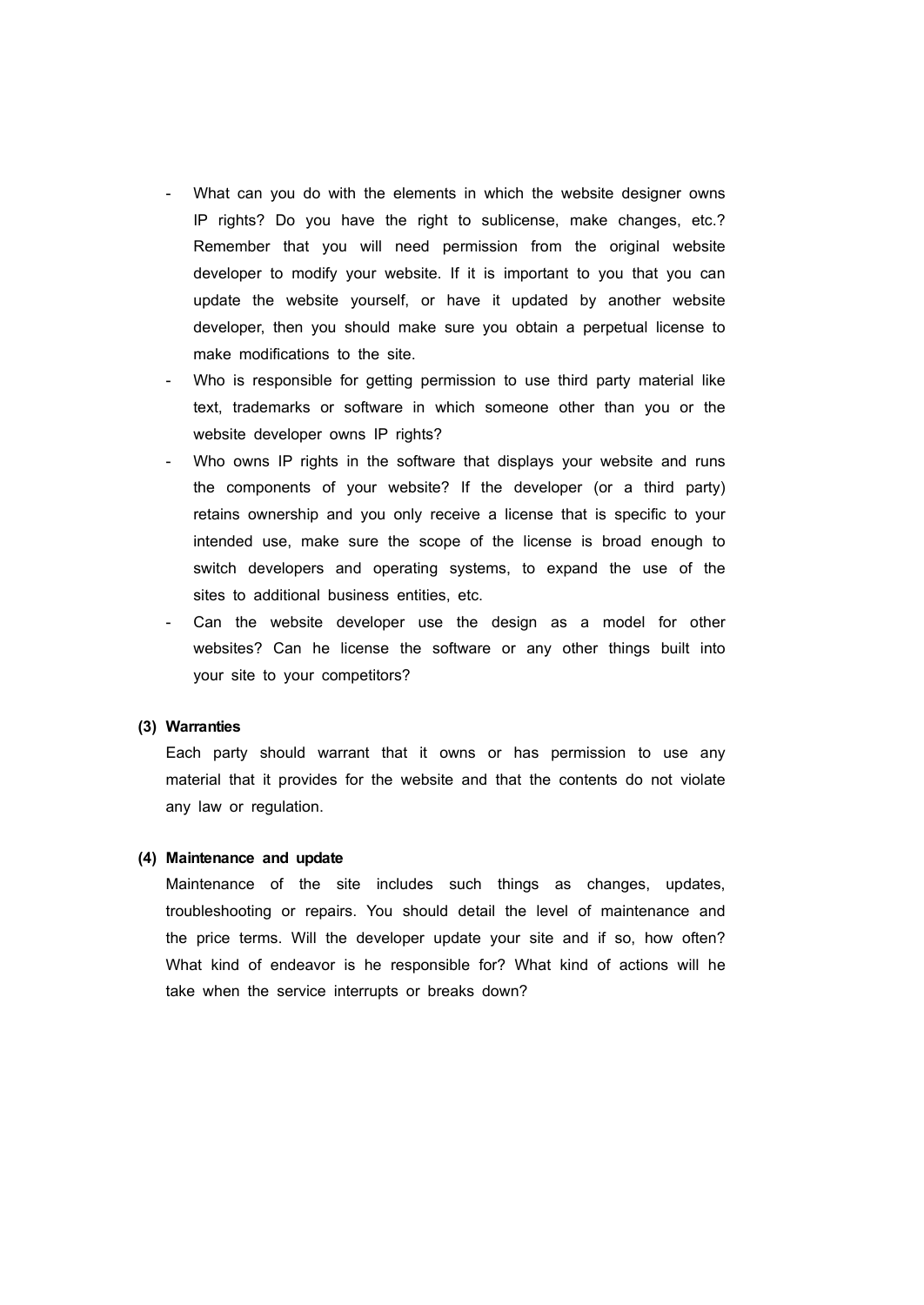- What can you do with the elements in which the website designer owns IP rights? Do you have the right to sublicense, make changes, etc.? Remember that you will need permission from the original website developer to modify your website. If it is important to you that you can update the website yourself, or have it updated by another website developer, then you should make sure you obtain a perpetual license to make modifications to the site.
- Who is responsible for getting permission to use third party material like text, trademarks or software in which someone other than you or the website developer owns IP rights?
- Who owns IP rights in the software that displays your website and runs the components of your website? If the developer (or a third party) retains ownership and you only receive a license that is specific to your intended use, make sure the scope of the license is broad enough to switch developers and operating systems, to expand the use of the sites to additional business entities, etc.
- Can the website developer use the design as a model for other websites? Can he license the software or any other things built into your site to your competitors?

**(3) Warranties**

Each party should warrant that it owns or has permission to use any material that it provides for the website and that the contents do not violate any law or regulation.

**(4) Maintenance and update**

Maintenance of the site includes such things as changes, updates, troubleshooting or repairs. You should detail the level of maintenance and the price terms. Will the developer update your site and if so, how often? What kind of endeavor is he responsible for? What kind of actions will he take when the service interrupts or breaks down?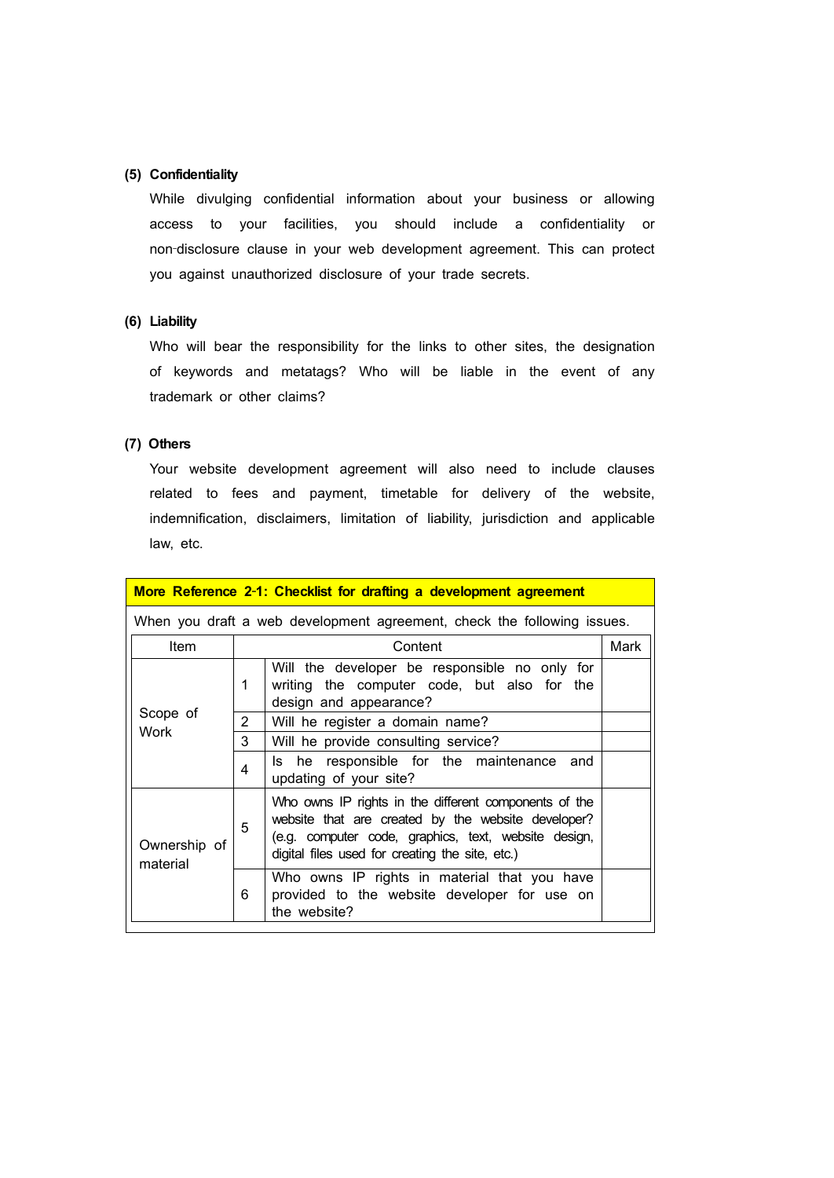### (5) Confidentiality

While divulging confidential information about your business or allowing access to your facilities, you should include a confidentiality or non-disclosure clause in your web development agreement. This can protect you against unauthorized disclosure of your trade secrets.

### (6) Liability

Who will bear the responsibility for the links to other sites, the designation of keywords and metatags? Who will be liable in the event of any trademark or other claims?

### (7) Others

Your website development agreement will also need to include clauses related to fees and payment, timetable for delivery of the website, indemnification, disclaimers, limitation of liability, jurisdiction and applicable law, etc.

**More Reference 2-1: Checklist for drafting a development agreement**

When you draft a web development agreement, check the following issues.

| Item | | Content | Mark |
|---|---|---|---|
| Scope of Work | 1 | Will the developer be responsible no only for writing the computer code, but also for the design and appearance? | |
| | 2 | Will he register a domain name? | |
| | 3 | Will he provide consulting service? | |
| | 4 | Is he responsible for the maintenance and updating of your site? | |
| Ownership of material | 5 | Who owns IP rights in the different components of the website that are created by the website developer? (e.g. computer code, graphics, text, website design, digital files used for creating the site, etc.) | |
| | 6 | Who owns IP rights in material that you have provided to the website developer for use on the website? | |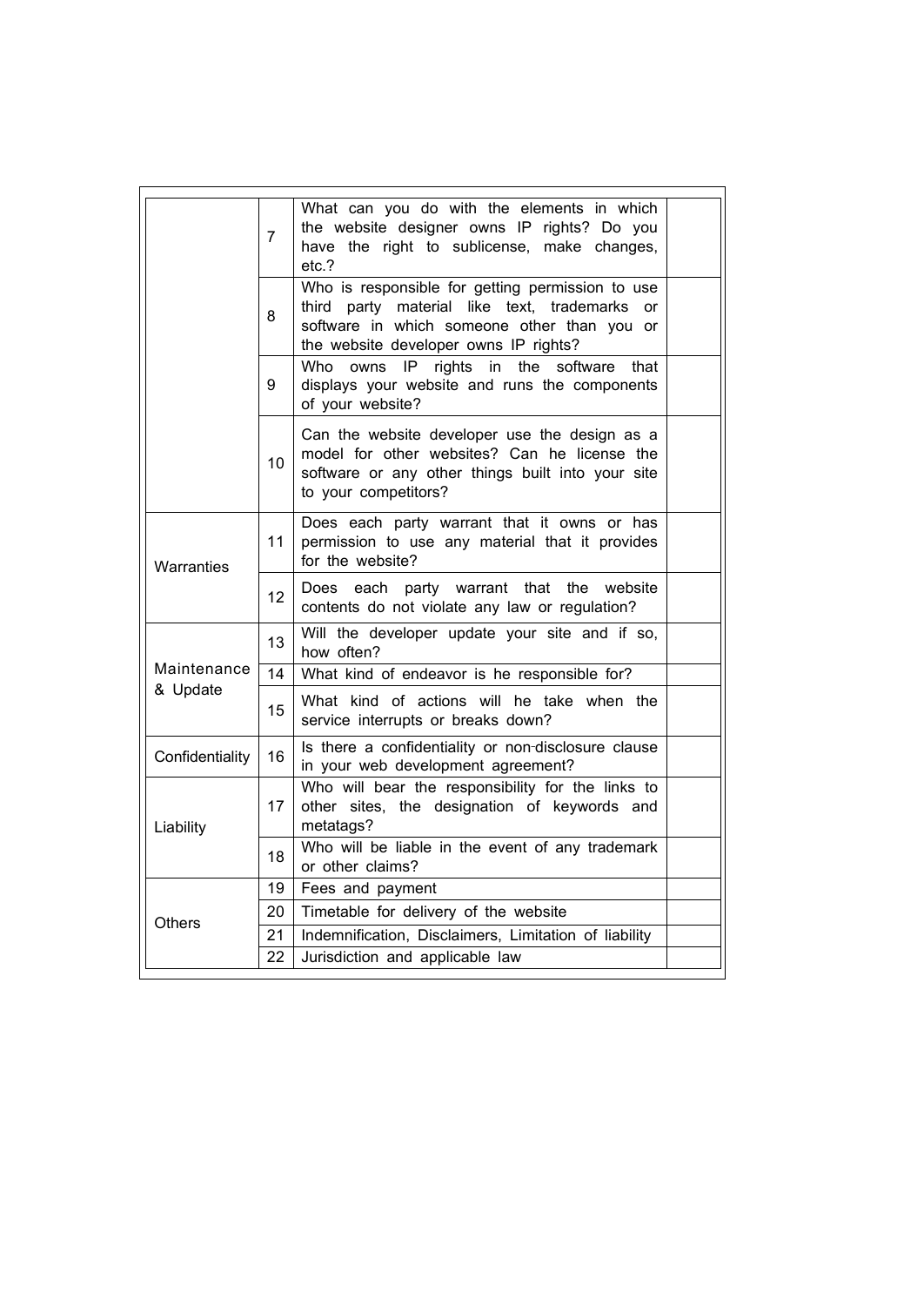| | | | |
|---|---|---|---|
| | 7 | What can you do with the elements in which the website designer owns IP rights? Do you have the right to sublicense, make changes, etc.? | |
| | 8 | Who is responsible for getting permission to use third party material like text, trademarks or software in which someone other than you or the website developer owns IP rights? | |
| | 9 | Who owns IP rights in the software that displays your website and runs the components of your website? | |
| | 10 | Can the website developer use the design as a model for other websites? Can he license the software or any other things built into your site to your competitors? | |
| Warranties | 11 | Does each party warrant that it owns or has permission to use any material that it provides for the website? | |
| | 12 | Does each party warrant that the website contents do not violate any law or regulation? | |
| Maintenance & Update | 13 | Will the developer update your site and if so, how often? | |
| | 14 | What kind of endeavor is he responsible for? | |
| | 15 | What kind of actions will he take when the service interrupts or breaks down? | |
| Confidentiality | 16 | Is there a confidentiality or non-disclosure clause in your web development agreement? | |
| Liability | 17 | Who will bear the responsibility for the links to other sites, the designation of keywords and metatags? | |
| | 18 | Who will be liable in the event of any trademark or other claims? | |
| Others | 19 | Fees and payment | |
| | 20 | Timetable for delivery of the website | |
| | 21 | Indemnification, Disclaimers, Limitation of liability | |
| | 22 | Jurisdiction and applicable law | |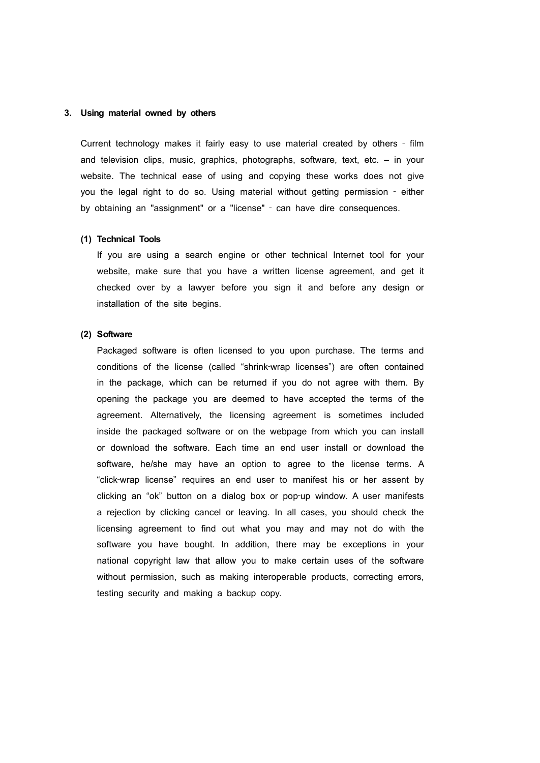## 3. Using material owned by others

Current technology makes it fairly easy to use material created by others - film and television clips, music, graphics, photographs, software, text, etc. – in your website. The technical ease of using and copying these works does not give you the legal right to do so. Using material without getting permission - either by obtaining an "assignment" or a "license" - can have dire consequences.

### (1) Technical Tools

If you are using a search engine or other technical Internet tool for your website, make sure that you have a written license agreement, and get it checked over by a lawyer before you sign it and before any design or installation of the site begins.

### (2) Software

Packaged software is often licensed to you upon purchase. The terms and conditions of the license (called "shrink-wrap licenses") are often contained in the package, which can be returned if you do not agree with them. By opening the package you are deemed to have accepted the terms of the agreement. Alternatively, the licensing agreement is sometimes included inside the packaged software or on the webpage from which you can install or download the software. Each time an end user install or download the software, he/she may have an option to agree to the license terms. A "click-wrap license" requires an end user to manifest his or her assent by clicking an "ok" button on a dialog box or pop-up window. A user manifests a rejection by clicking cancel or leaving. In all cases, you should check the licensing agreement to find out what you may and may not do with the software you have bought. In addition, there may be exceptions in your national copyright law that allow you to make certain uses of the software without permission, such as making interoperable products, correcting errors, testing security and making a backup copy.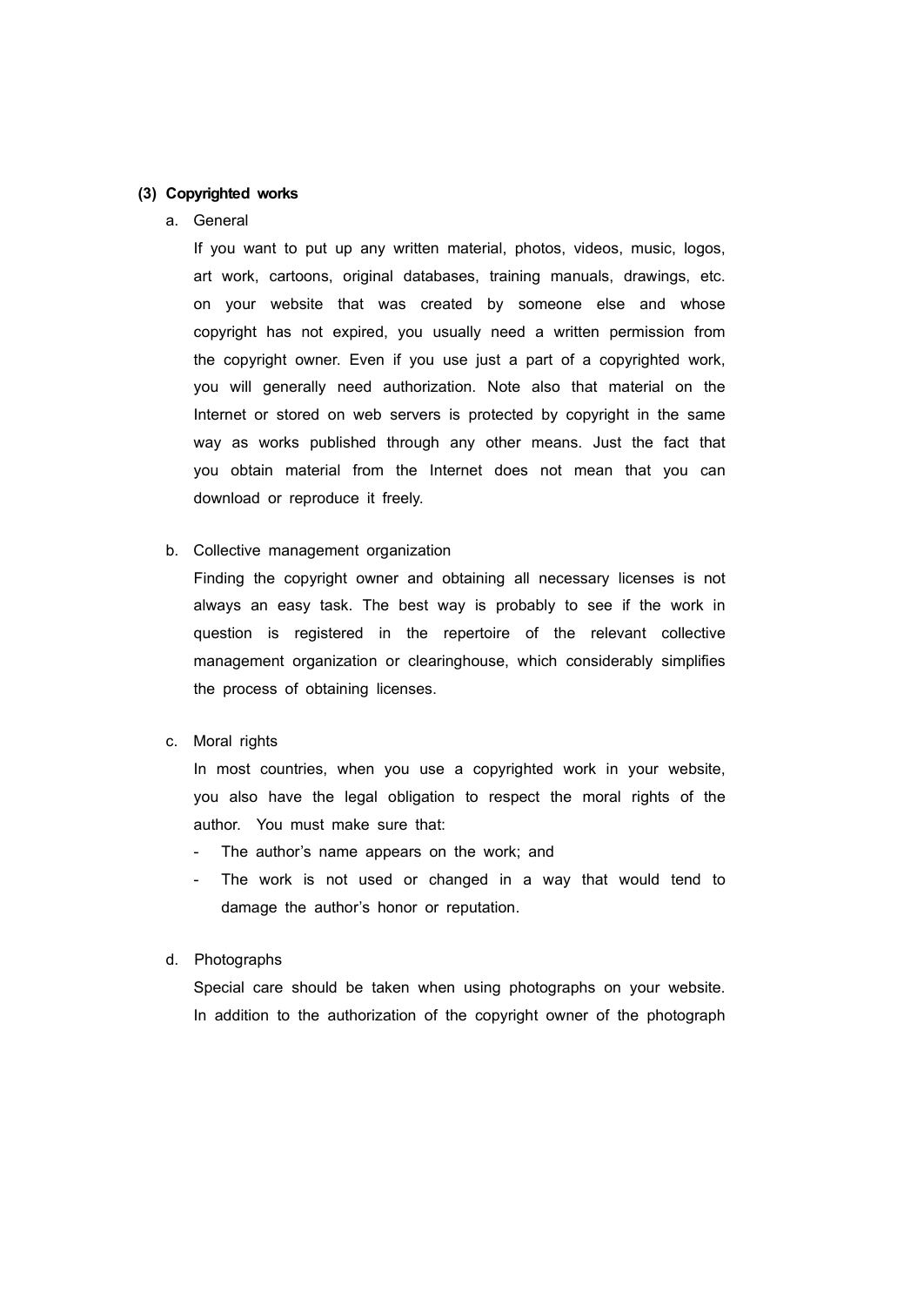**(3) Copyrighted works**

a. General

If you want to put up any written material, photos, videos, music, logos, art work, cartoons, original databases, training manuals, drawings, etc. on your website that was created by someone else and whose copyright has not expired, you usually need a written permission from the copyright owner. Even if you use just a part of a copyrighted work, you will generally need authorization. Note also that material on the Internet or stored on web servers is protected by copyright in the same way as works published through any other means. Just the fact that you obtain material from the Internet does not mean that you can download or reproduce it freely.

b. Collective management organization

Finding the copyright owner and obtaining all necessary licenses is not always an easy task. The best way is probably to see if the work in question is registered in the repertoire of the relevant collective management organization or clearinghouse, which considerably simplifies the process of obtaining licenses.

c. Moral rights

In most countries, when you use a copyrighted work in your website, you also have the legal obligation to respect the moral rights of the author. You must make sure that:

- The author's name appears on the work; and
- The work is not used or changed in a way that would tend to damage the author's honor or reputation.

d. Photographs

Special care should be taken when using photographs on your website. In addition to the authorization of the copyright owner of the photograph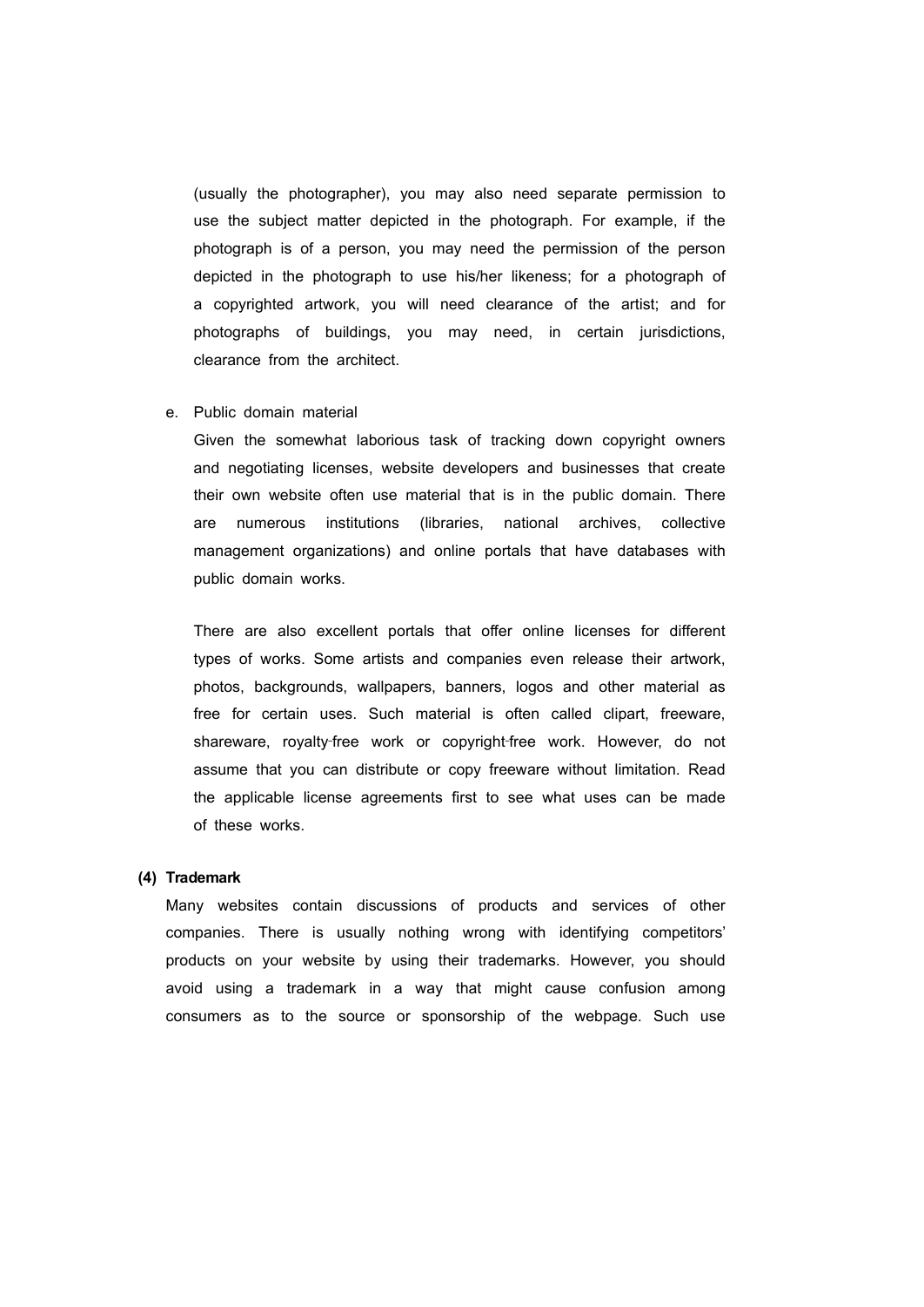(usually the photographer), you may also need separate permission to use the subject matter depicted in the photograph. For example, if the photograph is of a person, you may need the permission of the person depicted in the photograph to use his/her likeness; for a photograph of a copyrighted artwork, you will need clearance of the artist; and for photographs of buildings, you may need, in certain jurisdictions, clearance from the architect.

e. Public domain material

Given the somewhat laborious task of tracking down copyright owners and negotiating licenses, website developers and businesses that create their own website often use material that is in the public domain. There are numerous institutions (libraries, national archives, collective management organizations) and online portals that have databases with public domain works.

There are also excellent portals that offer online licenses for different types of works. Some artists and companies even release their artwork, photos, backgrounds, wallpapers, banners, logos and other material as free for certain uses. Such material is often called clipart, freeware, shareware, royalty-free work or copyright-free work. However, do not assume that you can distribute or copy freeware without limitation. Read the applicable license agreements first to see what uses can be made of these works.

**(4) Trademark**

Many websites contain discussions of products and services of other companies. There is usually nothing wrong with identifying competitors' products on your website by using their trademarks. However, you should avoid using a trademark in a way that might cause confusion among consumers as to the source or sponsorship of the webpage. Such use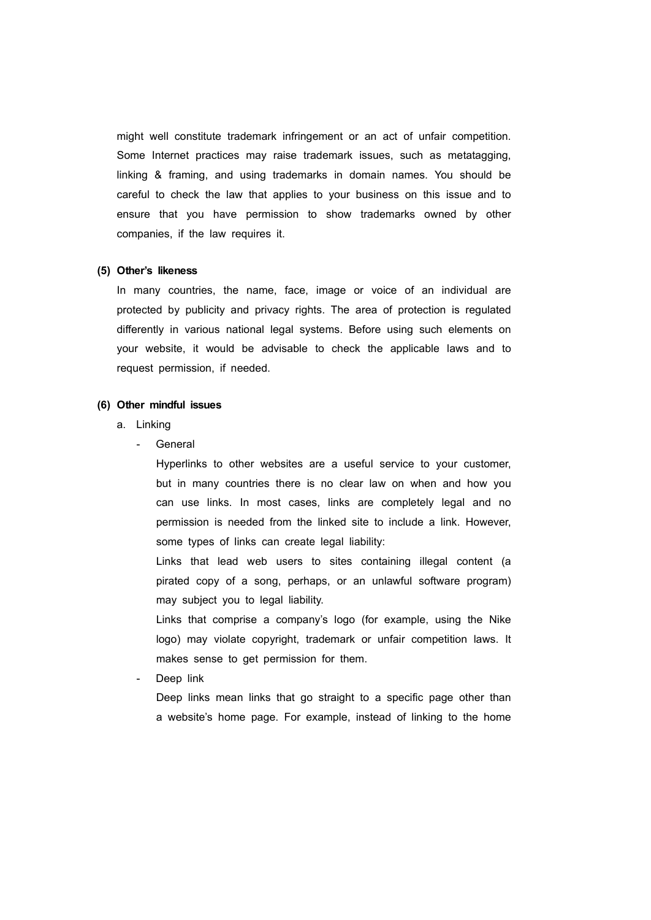might well constitute trademark infringement or an act of unfair competition. Some Internet practices may raise trademark issues, such as metatagging, linking & framing, and using trademarks in domain names. You should be careful to check the law that applies to your business on this issue and to ensure that you have permission to show trademarks owned by other companies, if the law requires it.

**(5) Other's likeness**

In many countries, the name, face, image or voice of an individual are protected by publicity and privacy rights. The area of protection is regulated differently in various national legal systems. Before using such elements on your website, it would be advisable to check the applicable laws and to request permission, if needed.

**(6) Other mindful issues**

a. Linking

- General

  Hyperlinks to other websites are a useful service to your customer, but in many countries there is no clear law on when and how you can use links. In most cases, links are completely legal and no permission is needed from the linked site to include a link. However, some types of links can create legal liability:

  Links that lead web users to sites containing illegal content (a pirated copy of a song, perhaps, or an unlawful software program) may subject you to legal liability.

  Links that comprise a company's logo (for example, using the Nike logo) may violate copyright, trademark or unfair competition laws. It makes sense to get permission for them.

- Deep link

  Deep links mean links that go straight to a specific page other than a website's home page. For example, instead of linking to the home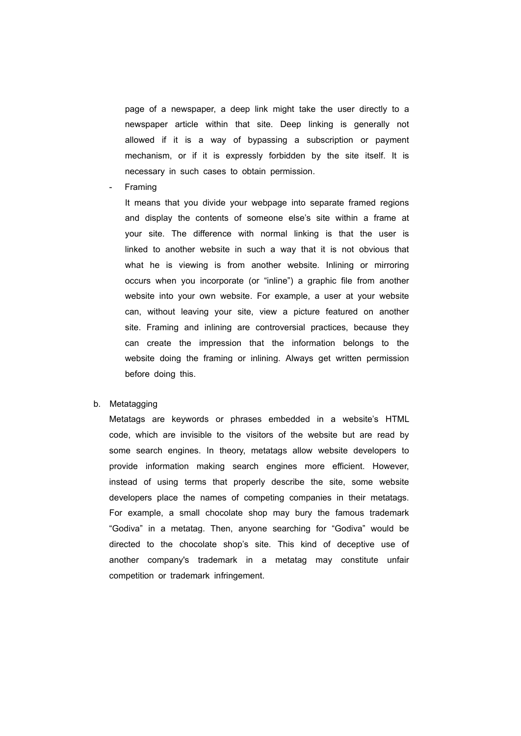page of a newspaper, a deep link might take the user directly to a newspaper article within that site. Deep linking is generally not allowed if it is a way of bypassing a subscription or payment mechanism, or if it is expressly forbidden by the site itself. It is necessary in such cases to obtain permission.

- Framing

  It means that you divide your webpage into separate framed regions and display the contents of someone else's site within a frame at your site. The difference with normal linking is that the user is linked to another website in such a way that it is not obvious that what he is viewing is from another website. Inlining or mirroring occurs when you incorporate (or "inline") a graphic file from another website into your own website. For example, a user at your website can, without leaving your site, view a picture featured on another site. Framing and inlining are controversial practices, because they can create the impression that the information belongs to the website doing the framing or inlining. Always get written permission before doing this.

b. Metatagging

Metatags are keywords or phrases embedded in a website's HTML code, which are invisible to the visitors of the website but are read by some search engines. In theory, metatags allow website developers to provide information making search engines more efficient. However, instead of using terms that properly describe the site, some website developers place the names of competing companies in their metatags. For example, a small chocolate shop may bury the famous trademark "Godiva" in a metatag. Then, anyone searching for "Godiva" would be directed to the chocolate shop's site. This kind of deceptive use of another company's trademark in a metatag may constitute unfair competition or trademark infringement.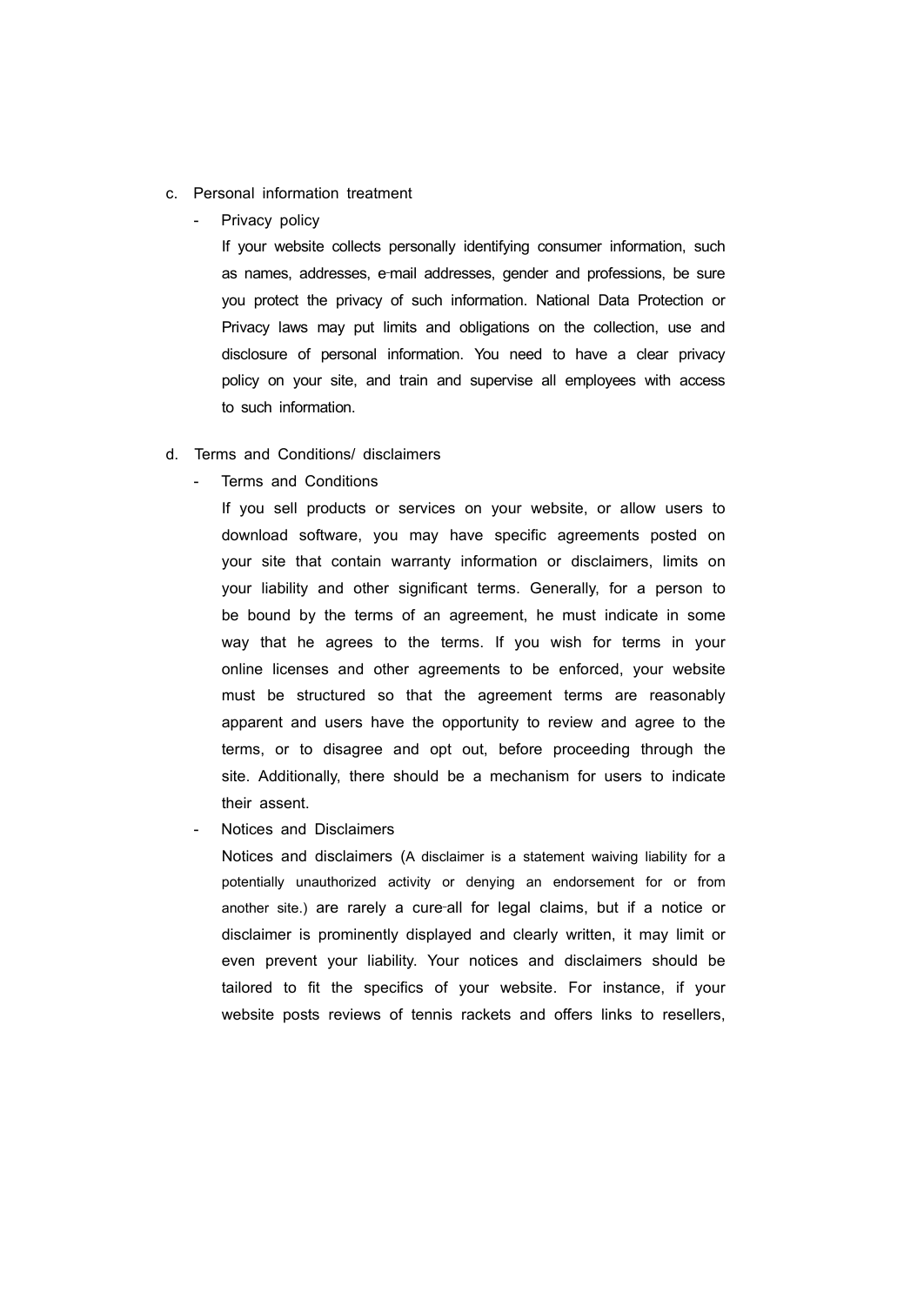c. Personal information treatment

- Privacy policy

  If your website collects personally identifying consumer information, such as names, addresses, e-mail addresses, gender and professions, be sure you protect the privacy of such information. National Data Protection or Privacy laws may put limits and obligations on the collection, use and disclosure of personal information. You need to have a clear privacy policy on your site, and train and supervise all employees with access to such information.

d. Terms and Conditions/ disclaimers

- Terms and Conditions

  If you sell products or services on your website, or allow users to download software, you may have specific agreements posted on your site that contain warranty information or disclaimers, limits on your liability and other significant terms. Generally, for a person to be bound by the terms of an agreement, he must indicate in some way that he agrees to the terms. If you wish for terms in your online licenses and other agreements to be enforced, your website must be structured so that the agreement terms are reasonably apparent and users have the opportunity to review and agree to the terms, or to disagree and opt out, before proceeding through the site. Additionally, there should be a mechanism for users to indicate their assent.

- Notices and Disclaimers

  Notices and disclaimers (A disclaimer is a statement waiving liability for a potentially unauthorized activity or denying an endorsement for or from another site.) are rarely a cure-all for legal claims, but if a notice or disclaimer is prominently displayed and clearly written, it may limit or even prevent your liability. Your notices and disclaimers should be tailored to fit the specifics of your website. For instance, if your website posts reviews of tennis rackets and offers links to resellers,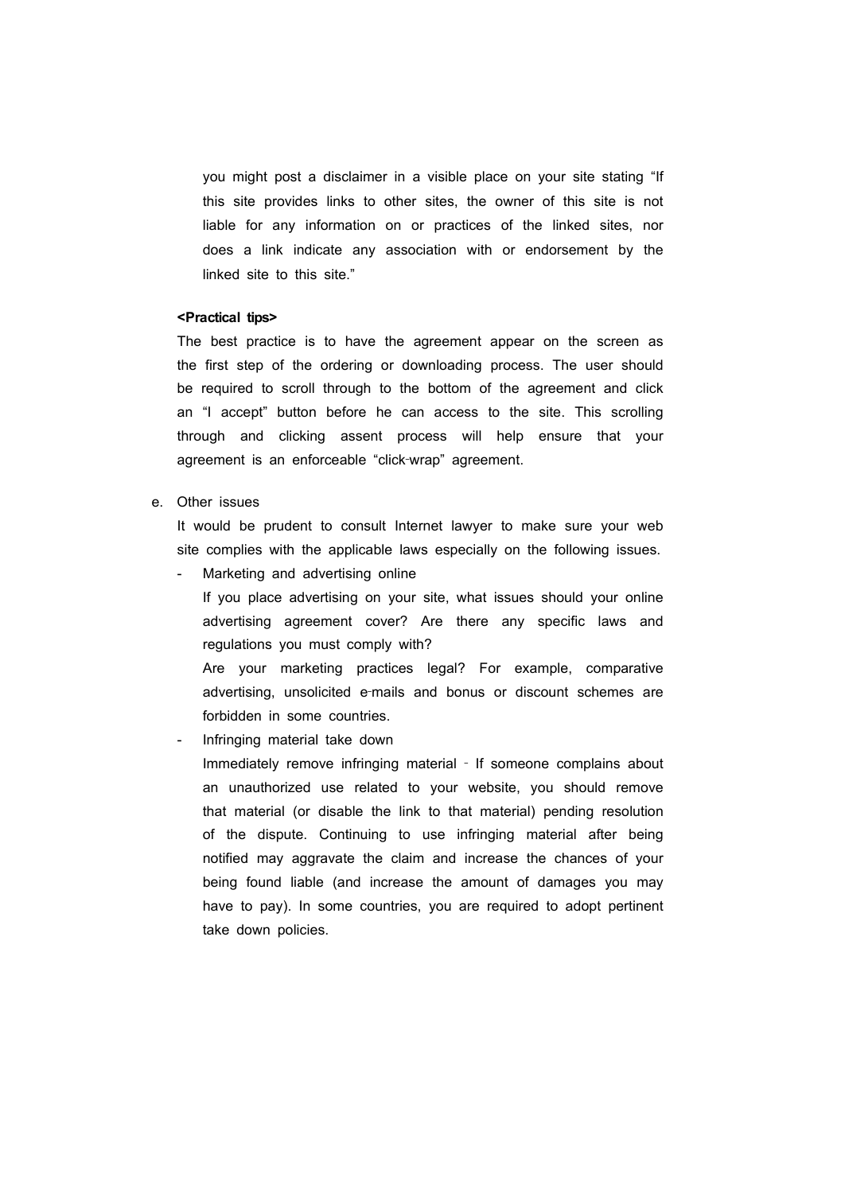you might post a disclaimer in a visible place on your site stating "If this site provides links to other sites, the owner of this site is not liable for any information on or practices of the linked sites, nor does a link indicate any association with or endorsement by the linked site to this site."

**<Practical tips>**

The best practice is to have the agreement appear on the screen as the first step of the ordering or downloading process. The user should be required to scroll through to the bottom of the agreement and click an "I accept" button before he can access to the site. This scrolling through and clicking assent process will help ensure that your agreement is an enforceable "click-wrap" agreement.

e. Other issues

It would be prudent to consult Internet lawyer to make sure your web site complies with the applicable laws especially on the following issues.

- Marketing and advertising online

  If you place advertising on your site, what issues should your online advertising agreement cover? Are there any specific laws and regulations you must comply with?

  Are your marketing practices legal? For example, comparative advertising, unsolicited e-mails and bonus or discount schemes are forbidden in some countries.

- Infringing material take down

  Immediately remove infringing material - If someone complains about an unauthorized use related to your website, you should remove that material (or disable the link to that material) pending resolution of the dispute. Continuing to use infringing material after being notified may aggravate the claim and increase the chances of your being found liable (and increase the amount of damages you may have to pay). In some countries, you are required to adopt pertinent take down policies.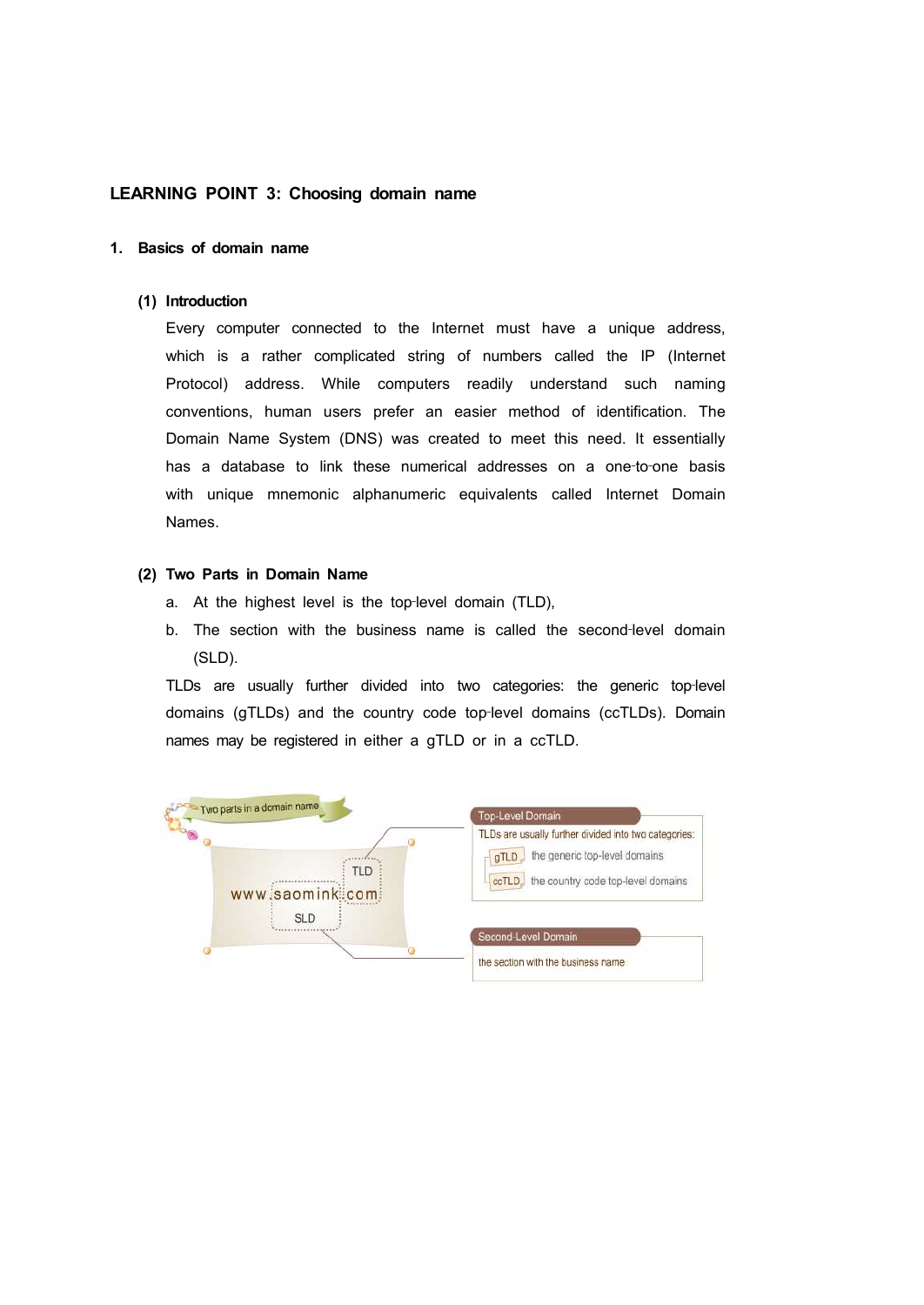## LEARNING POINT 3: Choosing domain name

### 1. Basics of domain name

#### (1) Introduction

Every computer connected to the Internet must have a unique address, which is a rather complicated string of numbers called the IP (Internet Protocol) address. While computers readily understand such naming conventions, human users prefer an easier method of identification. The Domain Name System (DNS) was created to meet this need. It essentially has a database to link these numerical addresses on a one-to-one basis with unique mnemonic alphanumeric equivalents called Internet Domain Names.

#### (2) Two Parts in Domain Name

a. At the highest level is the top-level domain (TLD),

b. The section with the business name is called the second-level domain (SLD).

TLDs are usually further divided into two categories: the generic top-level domains (gTLDs) and the country code top-level domains (ccTLDs). Domain names may be registered in either a gTLD or in a ccTLD.

Two parts in a domain name

www.saomink.com

TLD

SLD

Top-Level Domain

TLDs are usually further divided into two categories:

gTLD the generic top-level domains

ccTLD the country code top-level domains

Second-Level Domain

the section with the business name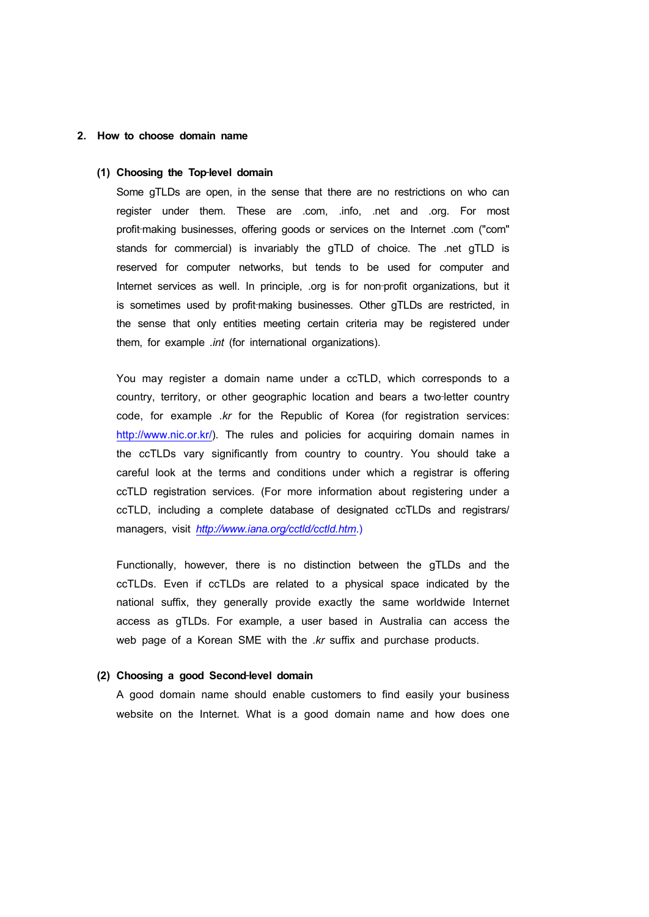## 2. How to choose domain name

### (1) Choosing the Top-level domain

Some gTLDs are open, in the sense that there are no restrictions on who can register under them. These are .com, .info, .net and .org. For most profit-making businesses, offering goods or services on the Internet .com ("com" stands for commercial) is invariably the gTLD of choice. The .net gTLD is reserved for computer networks, but tends to be used for computer and Internet services as well. In principle, .org is for non-profit organizations, but it is sometimes used by profit-making businesses. Other gTLDs are restricted, in the sense that only entities meeting certain criteria may be registered under them, for example *.int* (for international organizations).

You may register a domain name under a ccTLD, which corresponds to a country, territory, or other geographic location and bears a two-letter country code, for example *.kr* for the Republic of Korea (for registration services: http://www.nic.or.kr/). The rules and policies for acquiring domain names in the ccTLDs vary significantly from country to country. You should take a careful look at the terms and conditions under which a registrar is offering ccTLD registration services. (For more information about registering under a ccTLD, including a complete database of designated ccTLDs and registrars/managers, visit *http://www.iana.org/cctld/cctld.htm*.)

Functionally, however, there is no distinction between the gTLDs and the ccTLDs. Even if ccTLDs are related to a physical space indicated by the national suffix, they generally provide exactly the same worldwide Internet access as gTLDs. For example, a user based in Australia can access the web page of a Korean SME with the *.kr* suffix and purchase products.

### (2) Choosing a good Second-level domain

A good domain name should enable customers to find easily your business website on the Internet. What is a good domain name and how does one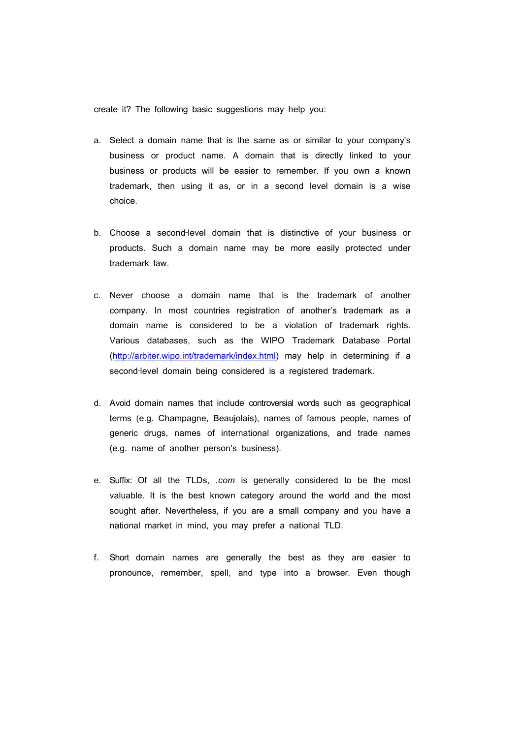create it? The following basic suggestions may help you:

a. Select a domain name that is the same as or similar to your company's business or product name. A domain that is directly linked to your business or products will be easier to remember. If you own a known trademark, then using it as, or in a second level domain is a wise choice.

b. Choose a second-level domain that is distinctive of your business or products. Such a domain name may be more easily protected under trademark law.

c. Never choose a domain name that is the trademark of another company. In most countries registration of another's trademark as a domain name is considered to be a violation of trademark rights. Various databases, such as the WIPO Trademark Database Portal (http://arbiter.wipo.int/trademark/index.html) may help in determining if a second-level domain being considered is a registered trademark.

d. Avoid domain names that include controversial words such as geographical terms (e.g. Champagne, Beaujolais), names of famous people, names of generic drugs, names of international organizations, and trade names (e.g. name of another person's business).

e. Suffix: Of all the TLDs, *.com* is generally considered to be the most valuable. It is the best known category around the world and the most sought after. Nevertheless, if you are a small company and you have a national market in mind, you may prefer a national TLD.

f. Short domain names are generally the best as they are easier to pronounce, remember, spell, and type into a browser. Even though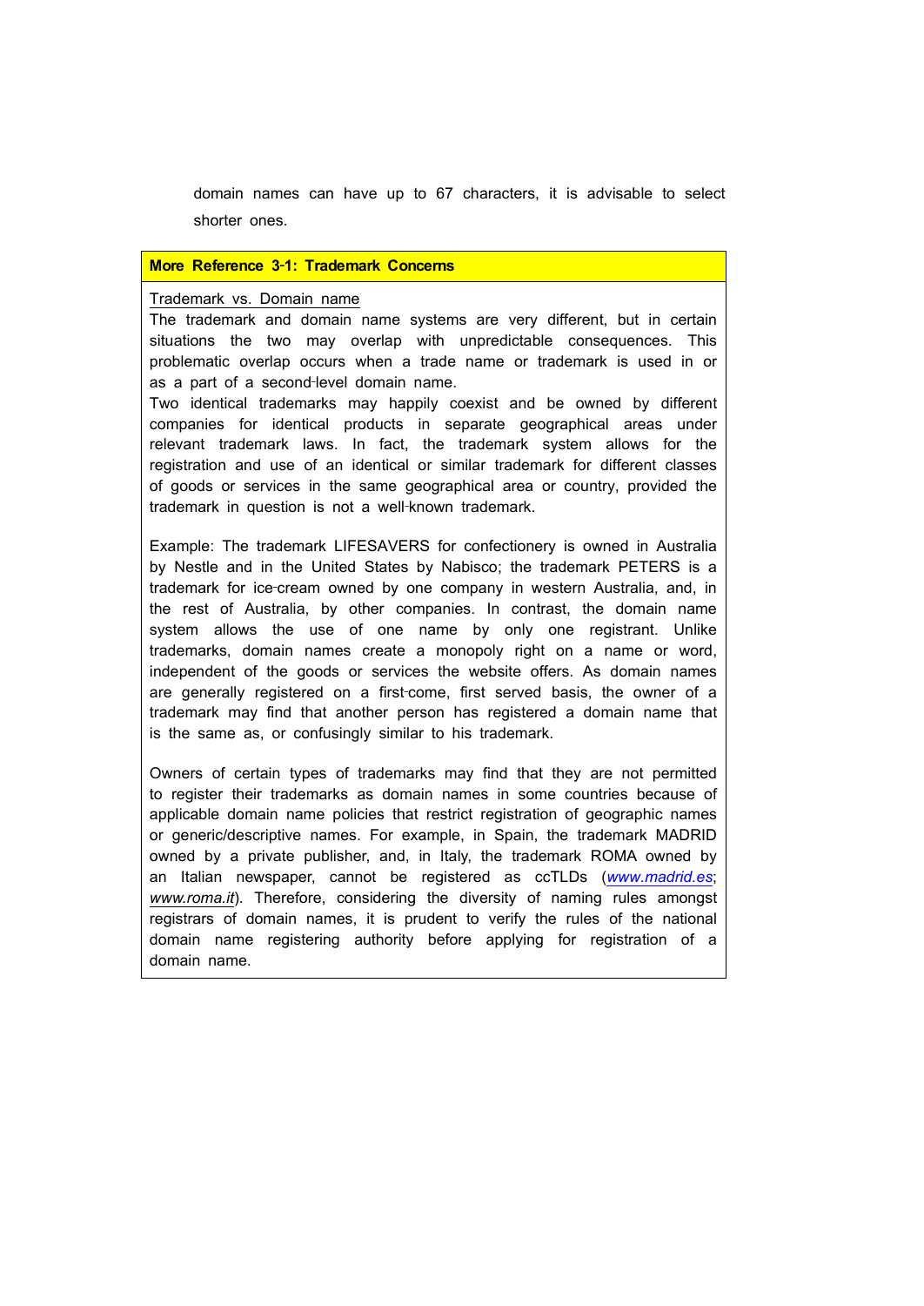domain names can have up to 67 characters, it is advisable to select shorter ones.

**More Reference 3-1: Trademark Concerns**

Trademark vs. Domain name

The trademark and domain name systems are very different, but in certain situations the two may overlap with unpredictable consequences. This problematic overlap occurs when a trade name or trademark is used in or as a part of a second-level domain name.

Two identical trademarks may happily coexist and be owned by different companies for identical products in separate geographical areas under relevant trademark laws. In fact, the trademark system allows for the registration and use of an identical or similar trademark for different classes of goods or services in the same geographical area or country, provided the trademark in question is not a well-known trademark.

Example: The trademark LIFESAVERS for confectionery is owned in Australia by Nestle and in the United States by Nabisco; the trademark PETERS is a trademark for ice-cream owned by one company in western Australia, and, in the rest of Australia, by other companies. In contrast, the domain name system allows the use of one name by only one registrant. Unlike trademarks, domain names create a monopoly right on a name or word, independent of the goods or services the website offers. As domain names are generally registered on a first-come, first served basis, the owner of a trademark may find that another person has registered a domain name that is the same as, or confusingly similar to his trademark.

Owners of certain types of trademarks may find that they are not permitted to register their trademarks as domain names in some countries because of applicable domain name policies that restrict registration of geographic names or generic/descriptive names. For example, in Spain, the trademark MADRID owned by a private publisher, and, in Italy, the trademark ROMA owned by an Italian newspaper, cannot be registered as ccTLDs (*www.madrid.es*; *www.roma.it*). Therefore, considering the diversity of naming rules amongst registrars of domain names, it is prudent to verify the rules of the national domain name registering authority before applying for registration of a domain name.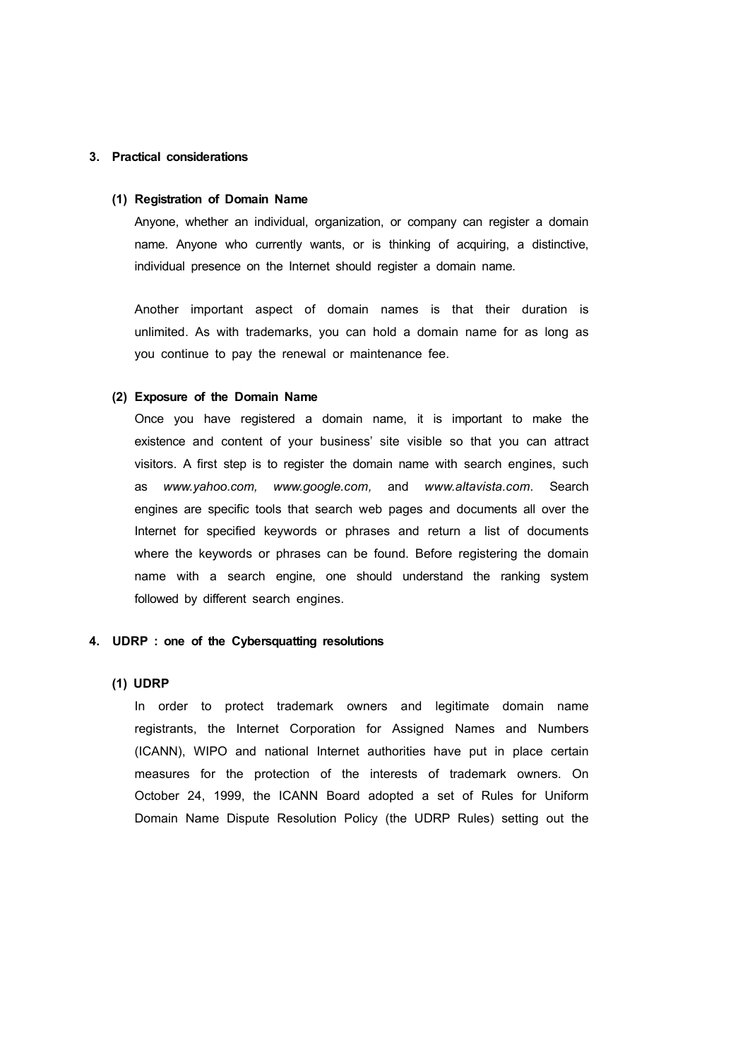## 3. Practical considerations

### (1) Registration of Domain Name

Anyone, whether an individual, organization, or company can register a domain name. Anyone who currently wants, or is thinking of acquiring, a distinctive, individual presence on the Internet should register a domain name.

Another important aspect of domain names is that their duration is unlimited. As with trademarks, you can hold a domain name for as long as you continue to pay the renewal or maintenance fee.

### (2) Exposure of the Domain Name

Once you have registered a domain name, it is important to make the existence and content of your business' site visible so that you can attract visitors. A first step is to register the domain name with search engines, such as *www.yahoo.com, www.google.com,* and *www.altavista.com*. Search engines are specific tools that search web pages and documents all over the Internet for specified keywords or phrases and return a list of documents where the keywords or phrases can be found. Before registering the domain name with a search engine, one should understand the ranking system followed by different search engines.

## 4. UDRP : one of the Cybersquatting resolutions

### (1) UDRP

In order to protect trademark owners and legitimate domain name registrants, the Internet Corporation for Assigned Names and Numbers (ICANN), WIPO and national Internet authorities have put in place certain measures for the protection of the interests of trademark owners. On October 24, 1999, the ICANN Board adopted a set of Rules for Uniform Domain Name Dispute Resolution Policy (the UDRP Rules) setting out the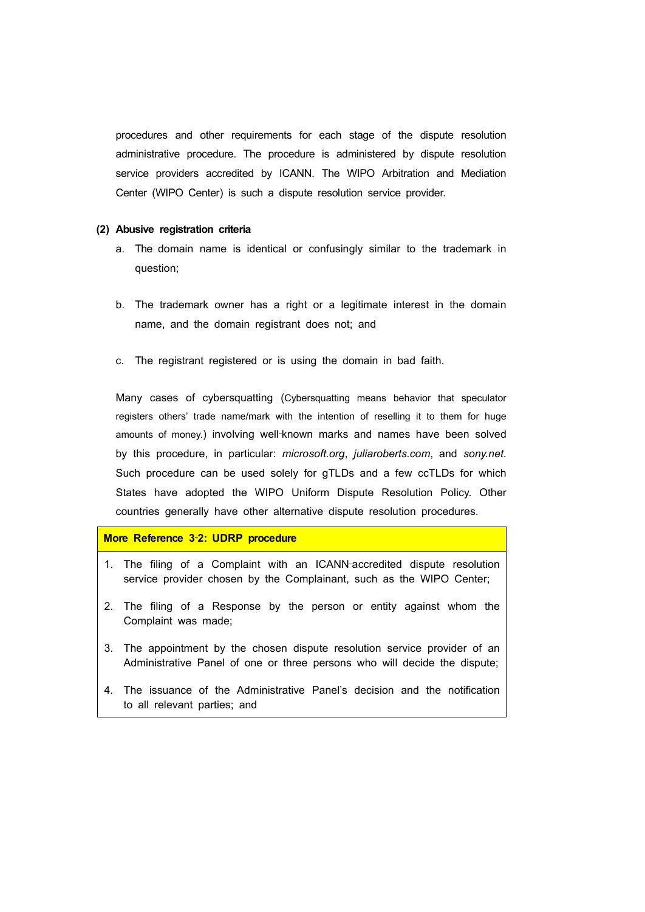procedures and other requirements for each stage of the dispute resolution administrative procedure. The procedure is administered by dispute resolution service providers accredited by ICANN. The WIPO Arbitration and Mediation Center (WIPO Center) is such a dispute resolution service provider.

**(2) Abusive registration criteria**

a. The domain name is identical or confusingly similar to the trademark in question;

b. The trademark owner has a right or a legitimate interest in the domain name, and the domain registrant does not; and

c. The registrant registered or is using the domain in bad faith.

Many cases of cybersquatting (Cybersquatting means behavior that speculator registers others' trade name/mark with the intention of reselling it to them for huge amounts of money.) involving well-known marks and names have been solved by this procedure, in particular: *microsoft.org*, *juliaroberts.com*, and *sony.net*. Such procedure can be used solely for gTLDs and a few ccTLDs for which States have adopted the WIPO Uniform Dispute Resolution Policy. Other countries generally have other alternative dispute resolution procedures.

| **More Reference 3-2: UDRP procedure** |
|---|
| 1. The filing of a Complaint with an ICANN-accredited dispute resolution service provider chosen by the Complainant, such as the WIPO Center; |
| 2. The filing of a Response by the person or entity against whom the Complaint was made; |
| 3. The appointment by the chosen dispute resolution service provider of an Administrative Panel of one or three persons who will decide the dispute; |
| 4. The issuance of the Administrative Panel's decision and the notification to all relevant parties; and |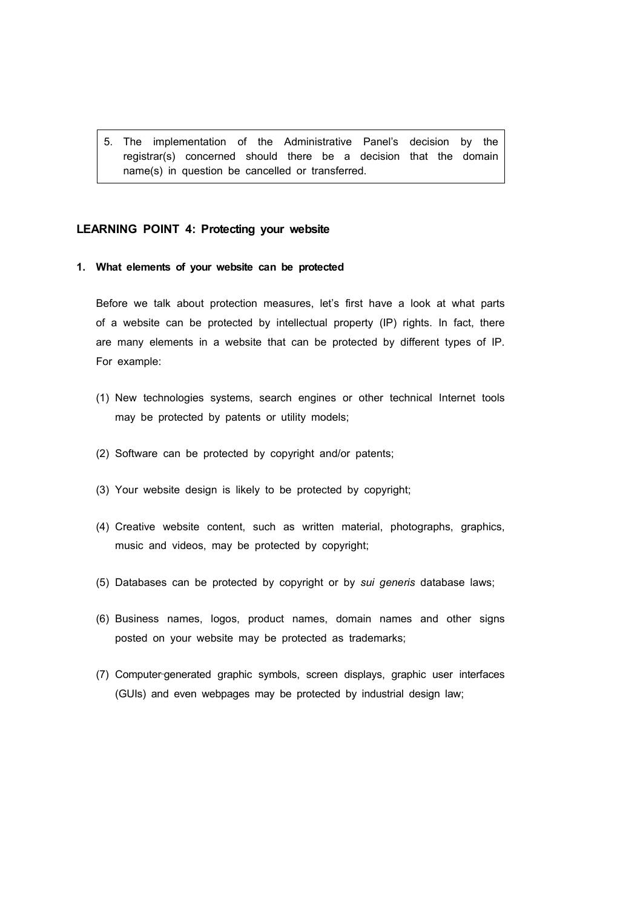5. The implementation of the Administrative Panel's decision by the registrar(s) concerned should there be a decision that the domain name(s) in question be cancelled or transferred.

## LEARNING POINT 4: Protecting your website

### 1. What elements of your website can be protected

Before we talk about protection measures, let's first have a look at what parts of a website can be protected by intellectual property (IP) rights. In fact, there are many elements in a website that can be protected by different types of IP. For example:

(1) New technologies systems, search engines or other technical Internet tools may be protected by patents or utility models;

(2) Software can be protected by copyright and/or patents;

(3) Your website design is likely to be protected by copyright;

(4) Creative website content, such as written material, photographs, graphics, music and videos, may be protected by copyright;

(5) Databases can be protected by copyright or by *sui generis* database laws;

(6) Business names, logos, product names, domain names and other signs posted on your website may be protected as trademarks;

(7) Computer-generated graphic symbols, screen displays, graphic user interfaces (GUIs) and even webpages may be protected by industrial design law;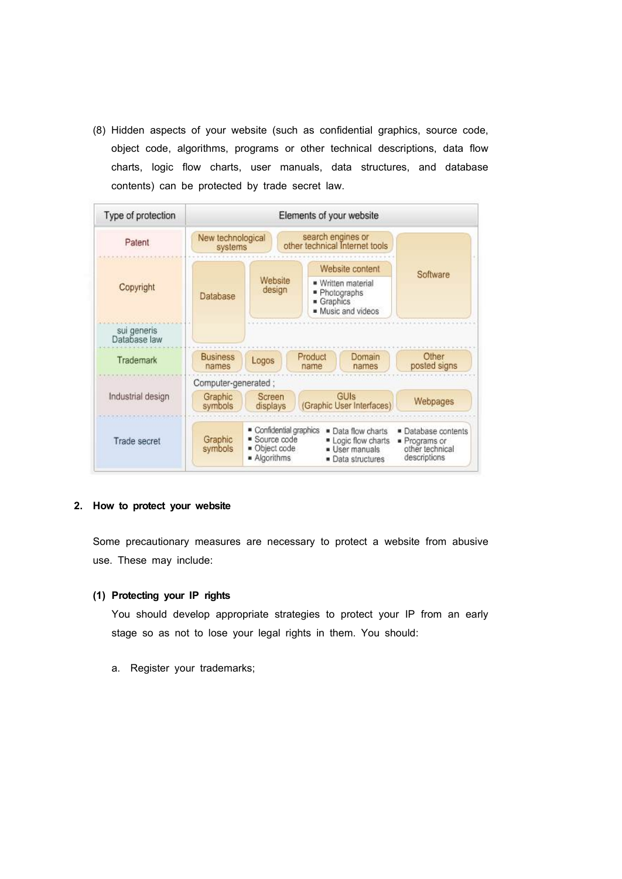(8) Hidden aspects of your website (such as confidential graphics, source code, object code, algorithms, programs or other technical descriptions, data flow charts, logic flow charts, user manuals, data structures, and database contents) can be protected by trade secret law.

| Type of protection | Elements of your website |
|---|---|
| Patent | New technological systems; search engines or other technical Internet tools; Software |
| Copyright | Database; Website design; Website content (Written material, Photographs, Graphics, Music and videos); Software |
| sui generis Database law | Database |
| Trademark | Business names; Logos; Product name; Domain names; Other posted signs |
| Industrial design | Computer-generated; Graphic symbols; Screen displays; GUIs (Graphic User Interfaces); Webpages |
| Trade secret | Graphic symbols; Confidential graphics; Source code; Object code; Algorithms; Data flow charts; Logic flow charts; User manuals; Data structures; Database contents; Programs or other technical descriptions |

## 2. How to protect your website

Some precautionary measures are necessary to protect a website from abusive use. These may include:

### (1) Protecting your IP rights

You should develop appropriate strategies to protect your IP from an early stage so as not to lose your legal rights in them. You should:

a. Register your trademarks;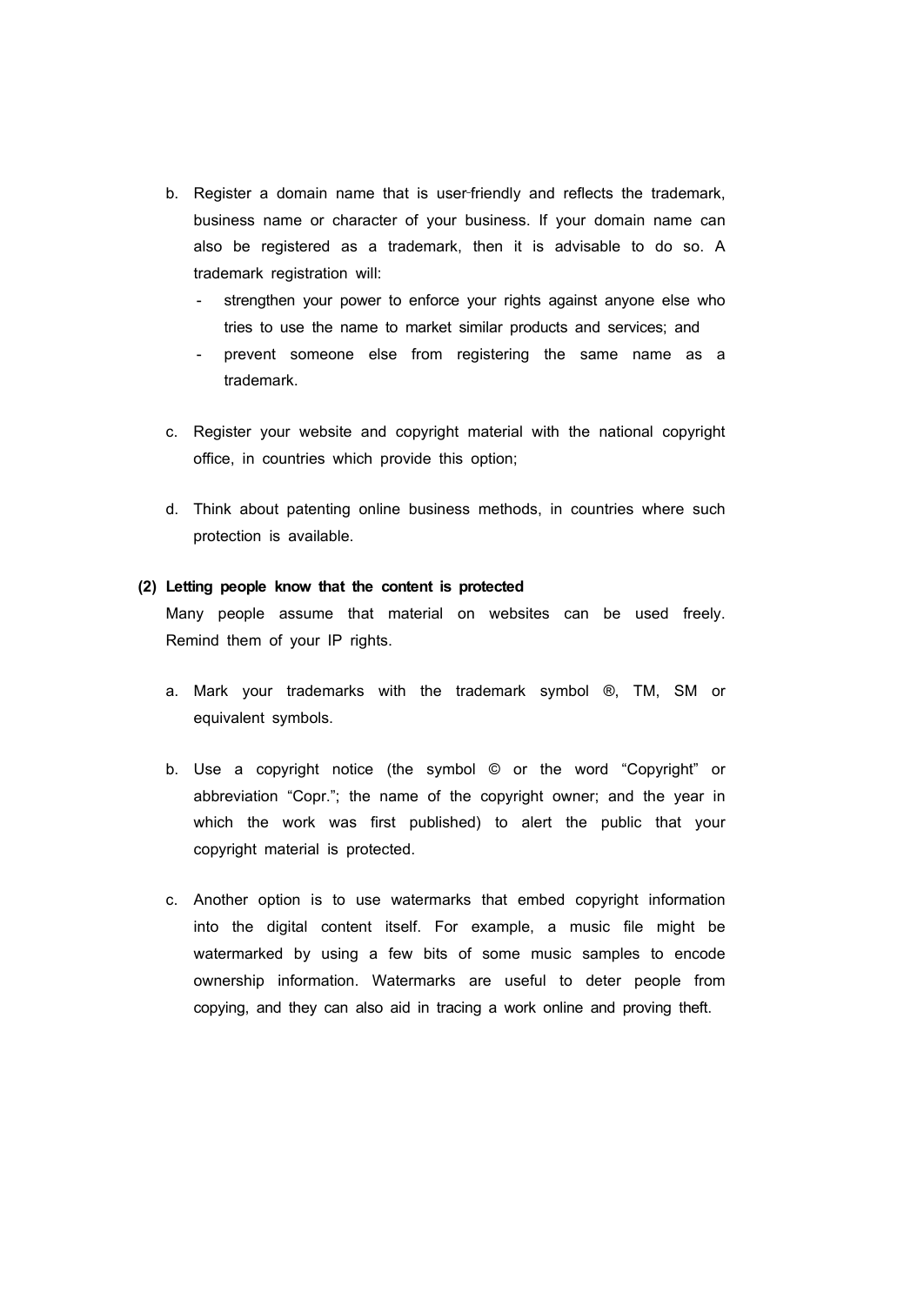b. Register a domain name that is user-friendly and reflects the trademark, business name or character of your business. If your domain name can also be registered as a trademark, then it is advisable to do so. A trademark registration will:
   - strengthen your power to enforce your rights against anyone else who tries to use the name to market similar products and services; and
   - prevent someone else from registering the same name as a trademark.

c. Register your website and copyright material with the national copyright office, in countries which provide this option;

d. Think about patenting online business methods, in countries where such protection is available.

**(2) Letting people know that the content is protected**

Many people assume that material on websites can be used freely. Remind them of your IP rights.

a. Mark your trademarks with the trademark symbol ®, TM, SM or equivalent symbols.

b. Use a copyright notice (the symbol © or the word "Copyright" or abbreviation "Copr."; the name of the copyright owner; and the year in which the work was first published) to alert the public that your copyright material is protected.

c. Another option is to use watermarks that embed copyright information into the digital content itself. For example, a music file might be watermarked by using a few bits of some music samples to encode ownership information. Watermarks are useful to deter people from copying, and they can also aid in tracing a work online and proving theft.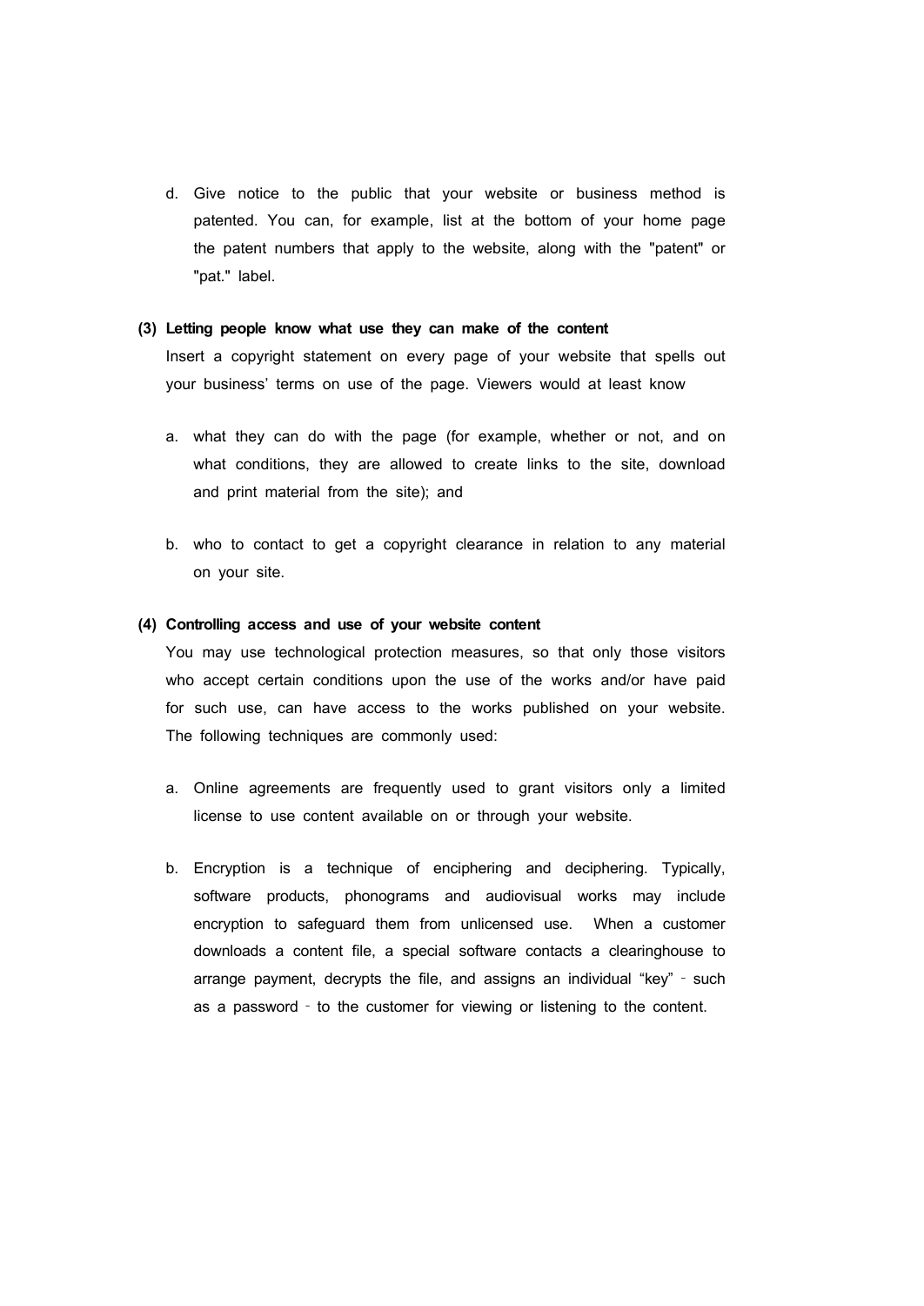d. Give notice to the public that your website or business method is patented. You can, for example, list at the bottom of your home page the patent numbers that apply to the website, along with the "patent" or "pat." label.

**(3) Letting people know what use they can make of the content**

Insert a copyright statement on every page of your website that spells out your business' terms on use of the page. Viewers would at least know

a. what they can do with the page (for example, whether or not, and on what conditions, they are allowed to create links to the site, download and print material from the site); and

b. who to contact to get a copyright clearance in relation to any material on your site.

**(4) Controlling access and use of your website content**

You may use technological protection measures, so that only those visitors who accept certain conditions upon the use of the works and/or have paid for such use, can have access to the works published on your website. The following techniques are commonly used:

a. Online agreements are frequently used to grant visitors only a limited license to use content available on or through your website.

b. Encryption is a technique of enciphering and deciphering. Typically, software products, phonograms and audiovisual works may include encryption to safeguard them from unlicensed use. When a customer downloads a content file, a special software contacts a clearinghouse to arrange payment, decrypts the file, and assigns an individual "key" - such as a password - to the customer for viewing or listening to the content.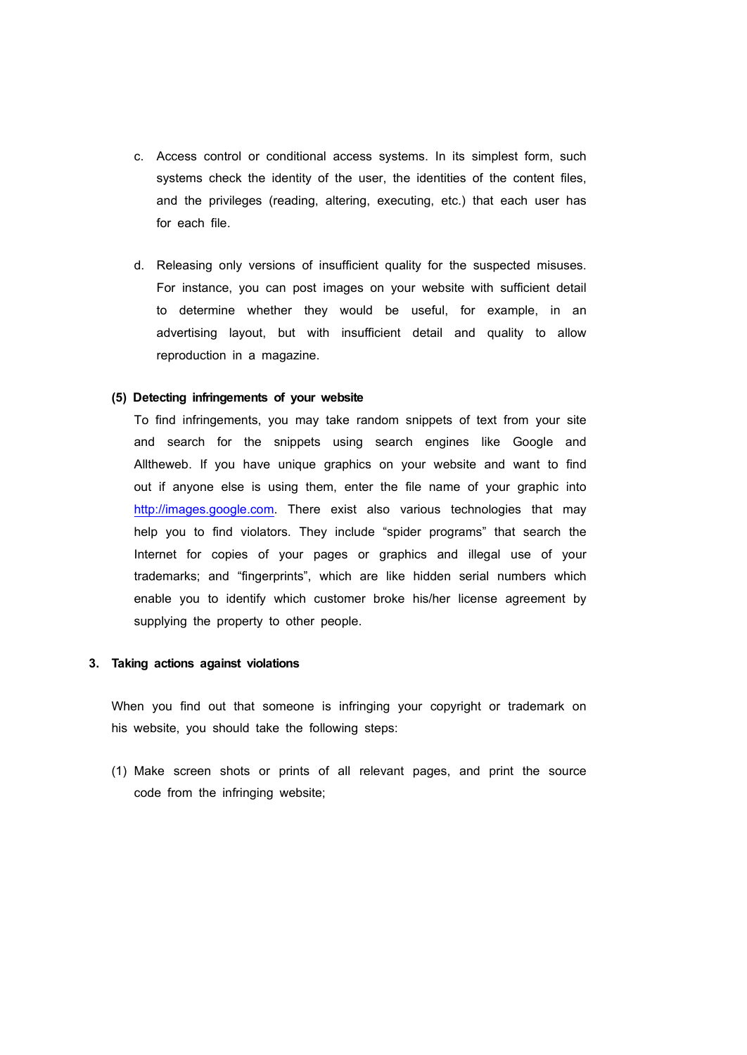c. Access control or conditional access systems. In its simplest form, such systems check the identity of the user, the identities of the content files, and the privileges (reading, altering, executing, etc.) that each user has for each file.

d. Releasing only versions of insufficient quality for the suspected misuses. For instance, you can post images on your website with sufficient detail to determine whether they would be useful, for example, in an advertising layout, but with insufficient detail and quality to allow reproduction in a magazine.

**(5) Detecting infringements of your website**

To find infringements, you may take random snippets of text from your site and search for the snippets using search engines like Google and Alltheweb. If you have unique graphics on your website and want to find out if anyone else is using them, enter the file name of your graphic into http://images.google.com. There exist also various technologies that may help you to find violators. They include "spider programs" that search the Internet for copies of your pages or graphics and illegal use of your trademarks; and "fingerprints", which are like hidden serial numbers which enable you to identify which customer broke his/her license agreement by supplying the property to other people.

## 3. Taking actions against violations

When you find out that someone is infringing your copyright or trademark on his website, you should take the following steps:

(1) Make screen shots or prints of all relevant pages, and print the source code from the infringing website;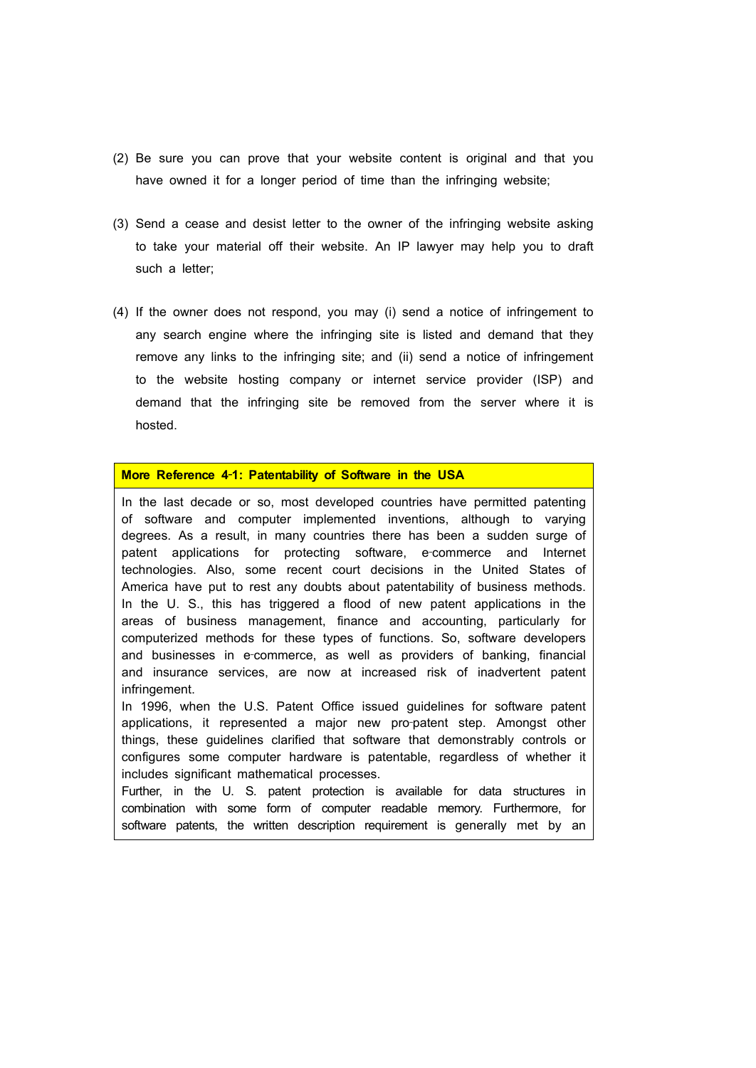(2) Be sure you can prove that your website content is original and that you have owned it for a longer period of time than the infringing website;

(3) Send a cease and desist letter to the owner of the infringing website asking to take your material off their website. An IP lawyer may help you to draft such a letter;

(4) If the owner does not respond, you may (i) send a notice of infringement to any search engine where the infringing site is listed and demand that they remove any links to the infringing site; and (ii) send a notice of infringement to the website hosting company or internet service provider (ISP) and demand that the infringing site be removed from the server where it is hosted.

**More Reference 4-1: Patentability of Software in the USA**

In the last decade or so, most developed countries have permitted patenting of software and computer implemented inventions, although to varying degrees. As a result, in many countries there has been a sudden surge of patent applications for protecting software, e-commerce and Internet technologies. Also, some recent court decisions in the United States of America have put to rest any doubts about patentability of business methods. In the U. S., this has triggered a flood of new patent applications in the areas of business management, finance and accounting, particularly for computerized methods for these types of functions. So, software developers and businesses in e-commerce, as well as providers of banking, financial and insurance services, are now at increased risk of inadvertent patent infringement.

In 1996, when the U.S. Patent Office issued guidelines for software patent applications, it represented a major new pro-patent step. Amongst other things, these guidelines clarified that software that demonstrably controls or configures some computer hardware is patentable, regardless of whether it includes significant mathematical processes.

Further, in the U. S. patent protection is available for data structures in combination with some form of computer readable memory. Furthermore, for software patents, the written description requirement is generally met by an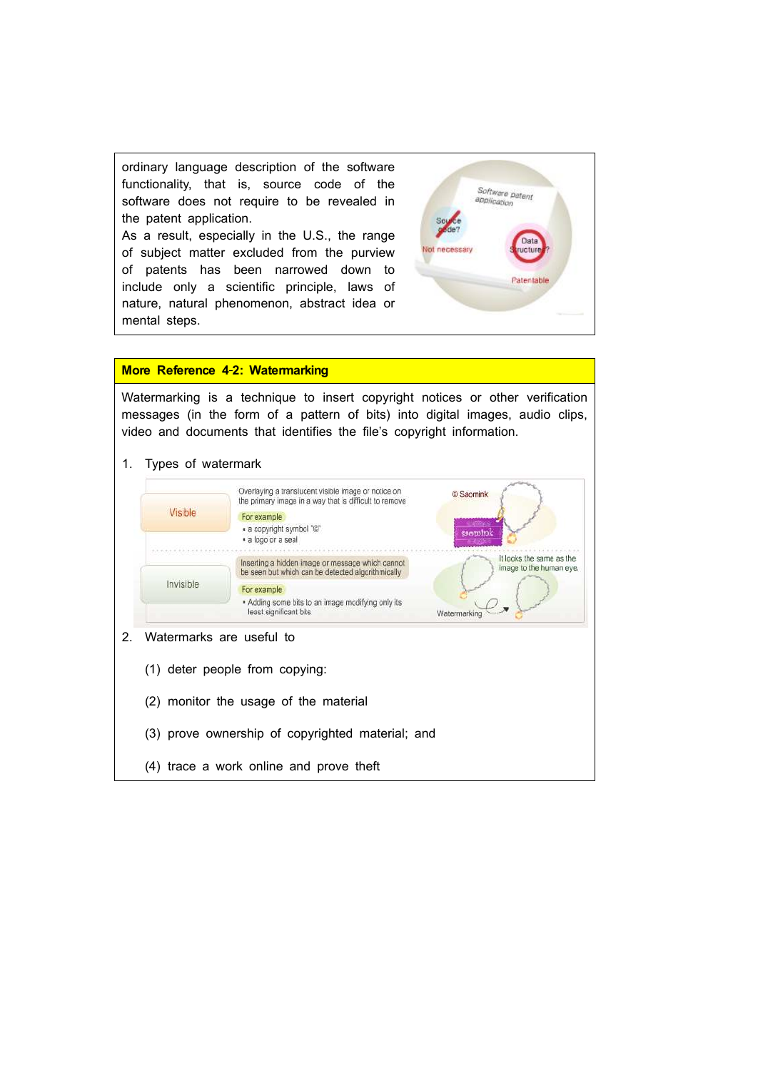ordinary language description of the software functionality, that is, source code of the software does not require to be revealed in the patent application.
As a result, especially in the U.S., the range of subject matter excluded from the purview of patents has been narrowed down to include only a scientific principle, laws of nature, natural phenomenon, abstract idea or mental steps.

**More Reference 4-2: Watermarking**

Watermarking is a technique to insert copyright notices or other verification messages (in the form of a pattern of bits) into digital images, audio clips, video and documents that identifies the file's copyright information.

1. Types of watermark

| Type | Description | For example |
|---|---|---|
| Visible | Overlaying a translucent visible image or notice on the primary image in a way that is difficult to remove | • a copyright symbol "©"<br>• a logo or a seal |
| Invisible | Inserting a hidden image or message which cannot be seen but which can be detected algorithmically | • Adding some bits to an image modifying only its least significant bits |

2. Watermarks are useful to

   (1) deter people from copying:

   (2) monitor the usage of the material

   (3) prove ownership of copyrighted material; and

   (4) trace a work online and prove theft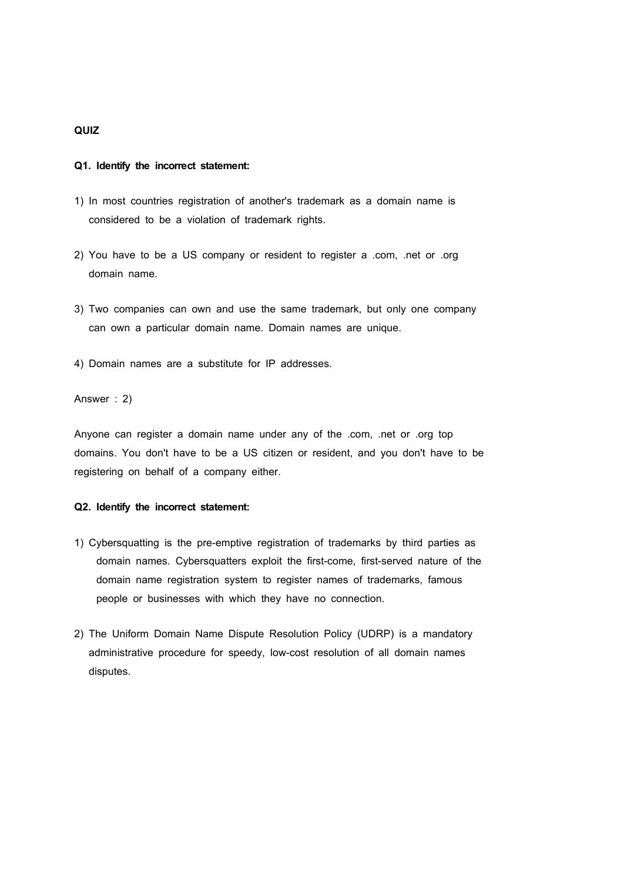**QUIZ**

**Q1. Identify the incorrect statement:**

1) In most countries registration of another's trademark as a domain name is considered to be a violation of trademark rights.

2) You have to be a US company or resident to register a .com, .net or .org domain name.

3) Two companies can own and use the same trademark, but only one company can own a particular domain name. Domain names are unique.

4) Domain names are a substitute for IP addresses.

Answer : 2)

Anyone can register a domain name under any of the .com, .net or .org top domains. You don't have to be a US citizen or resident, and you don't have to be registering on behalf of a company either.

**Q2. Identify the incorrect statement:**

1) Cybersquatting is the pre-emptive registration of trademarks by third parties as domain names. Cybersquatters exploit the first-come, first-served nature of the domain name registration system to register names of trademarks, famous people or businesses with which they have no connection.

2) The Uniform Domain Name Dispute Resolution Policy (UDRP) is a mandatory administrative procedure for speedy, low-cost resolution of all domain names disputes.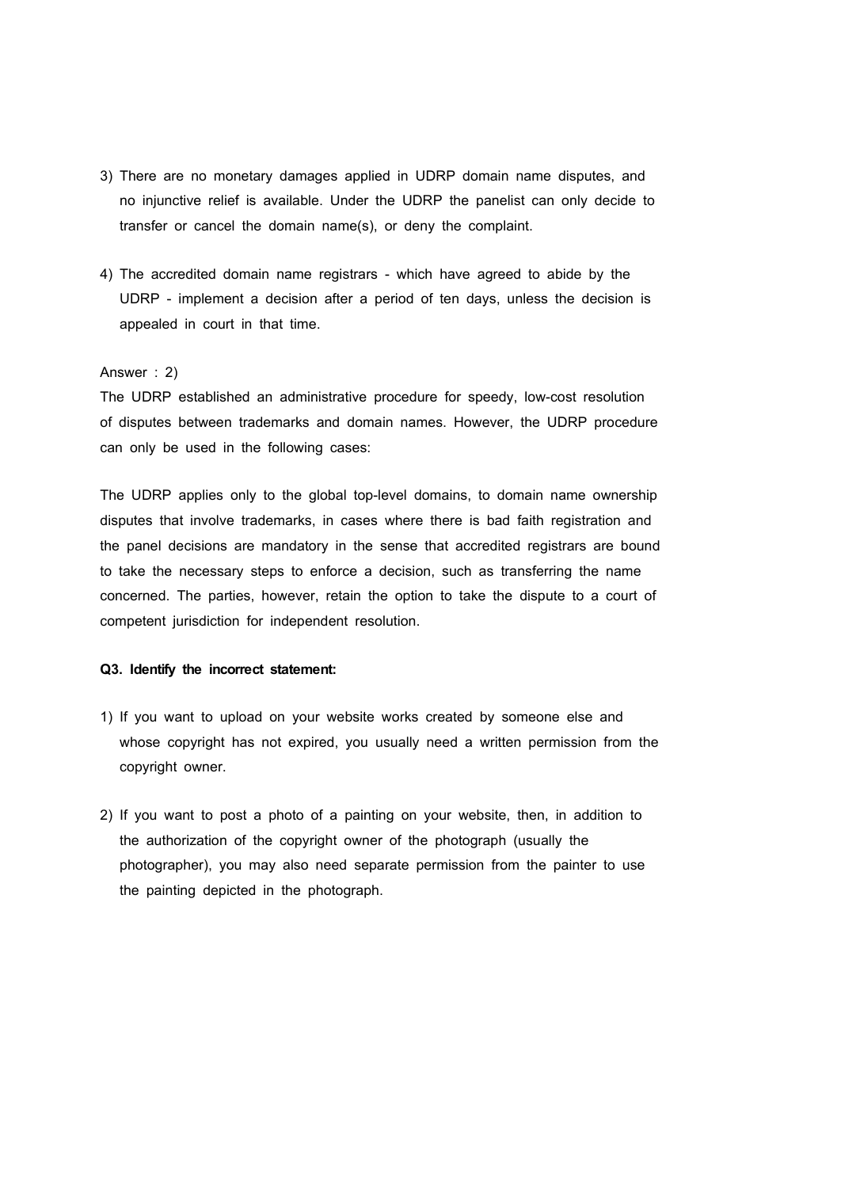3) There are no monetary damages applied in UDRP domain name disputes, and no injunctive relief is available. Under the UDRP the panelist can only decide to transfer or cancel the domain name(s), or deny the complaint.

4) The accredited domain name registrars - which have agreed to abide by the UDRP - implement a decision after a period of ten days, unless the decision is appealed in court in that time.

Answer : 2)

The UDRP established an administrative procedure for speedy, low-cost resolution of disputes between trademarks and domain names. However, the UDRP procedure can only be used in the following cases:

The UDRP applies only to the global top-level domains, to domain name ownership disputes that involve trademarks, in cases where there is bad faith registration and the panel decisions are mandatory in the sense that accredited registrars are bound to take the necessary steps to enforce a decision, such as transferring the name concerned. The parties, however, retain the option to take the dispute to a court of competent jurisdiction for independent resolution.

**Q3. Identify the incorrect statement:**

1) If you want to upload on your website works created by someone else and whose copyright has not expired, you usually need a written permission from the copyright owner.

2) If you want to post a photo of a painting on your website, then, in addition to the authorization of the copyright owner of the photograph (usually the photographer), you may also need separate permission from the painter to use the painting depicted in the photograph.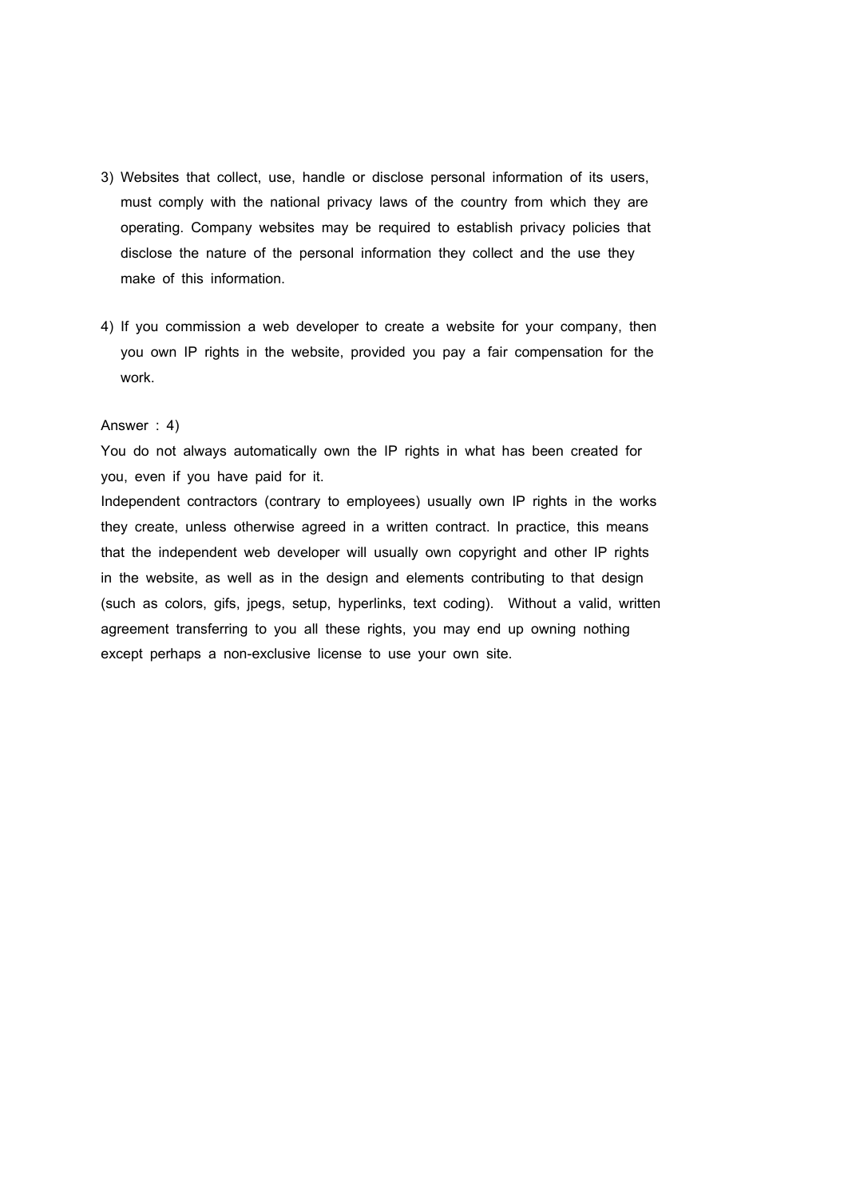3) Websites that collect, use, handle or disclose personal information of its users, must comply with the national privacy laws of the country from which they are operating. Company websites may be required to establish privacy policies that disclose the nature of the personal information they collect and the use they make of this information.

4) If you commission a web developer to create a website for your company, then you own IP rights in the website, provided you pay a fair compensation for the work.

Answer : 4)

You do not always automatically own the IP rights in what has been created for you, even if you have paid for it.

Independent contractors (contrary to employees) usually own IP rights in the works they create, unless otherwise agreed in a written contract. In practice, this means that the independent web developer will usually own copyright and other IP rights in the website, as well as in the design and elements contributing to that design (such as colors, gifs, jpegs, setup, hyperlinks, text coding). Without a valid, written agreement transferring to you all these rights, you may end up owning nothing except perhaps a non-exclusive license to use your own site.